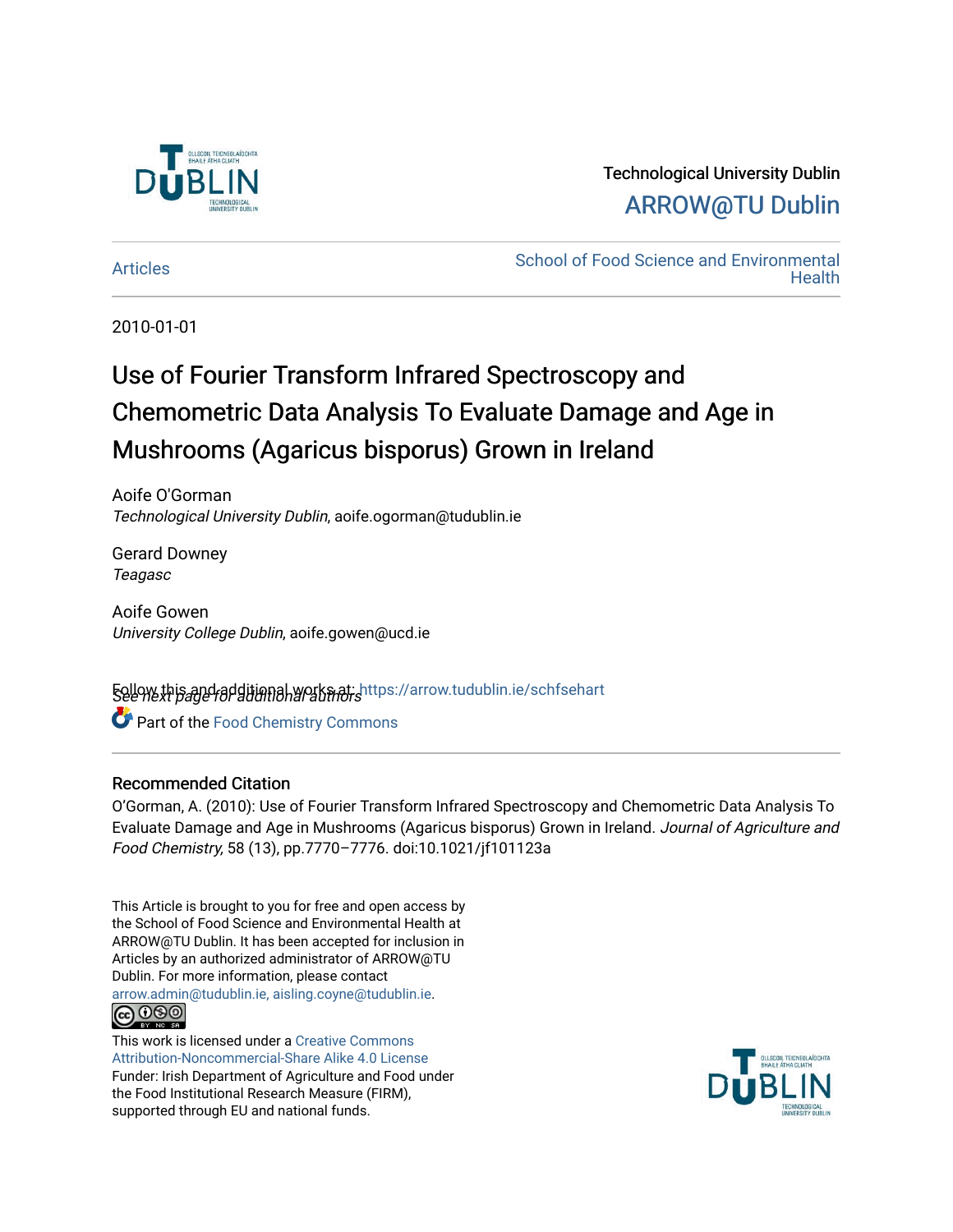Technological University Dublin

ARROW@TU Dublin

Articles

School of Food Science and Environmental Health

2010-01-01

# Use of Fourier Transform Infrared Spectroscopy and Chemometric Data Analysis To Evaluate Damage and Age in Mushrooms (Agaricus bisporus) Grown in Ireland

Aoife O'Gorman
*Technological University Dublin*, aoife.ogorman@tudublin.ie

Gerard Downey
*Teagasc*

Aoife Gowen
*University College Dublin*, aoife.gowen@ucd.ie

*See next page for additional authors*

Follow this and additional works at: https://arrow.tudublin.ie/schfsehart

Part of the Food Chemistry Commons

## Recommended Citation

O'Gorman, A. (2010): Use of Fourier Transform Infrared Spectroscopy and Chemometric Data Analysis To Evaluate Damage and Age in Mushrooms (Agaricus bisporus) Grown in Ireland. *Journal of Agriculture and Food Chemistry,* 58 (13), pp.7770–7776. doi:10.1021/jf101123a

This Article is brought to you for free and open access by the School of Food Science and Environmental Health at ARROW@TU Dublin. It has been accepted for inclusion in Articles by an authorized administrator of ARROW@TU Dublin. For more information, please contact arrow.admin@tudublin.ie, aisling.coyne@tudublin.ie.

This work is licensed under a Creative Commons Attribution-Noncommercial-Share Alike 4.0 License

Funder: Irish Department of Agriculture and Food under the Food Institutional Research Measure (FIRM), supported through EU and national funds.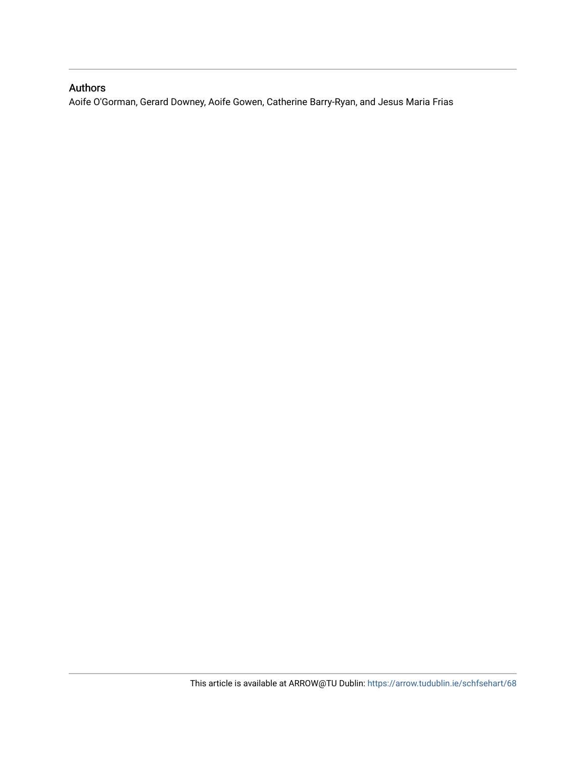## Authors

Aoife O'Gorman, Gerard Downey, Aoife Gowen, Catherine Barry-Ryan, and Jesus Maria Frias

This article is available at ARROW@TU Dublin: https://arrow.tudublin.ie/schfsehart/68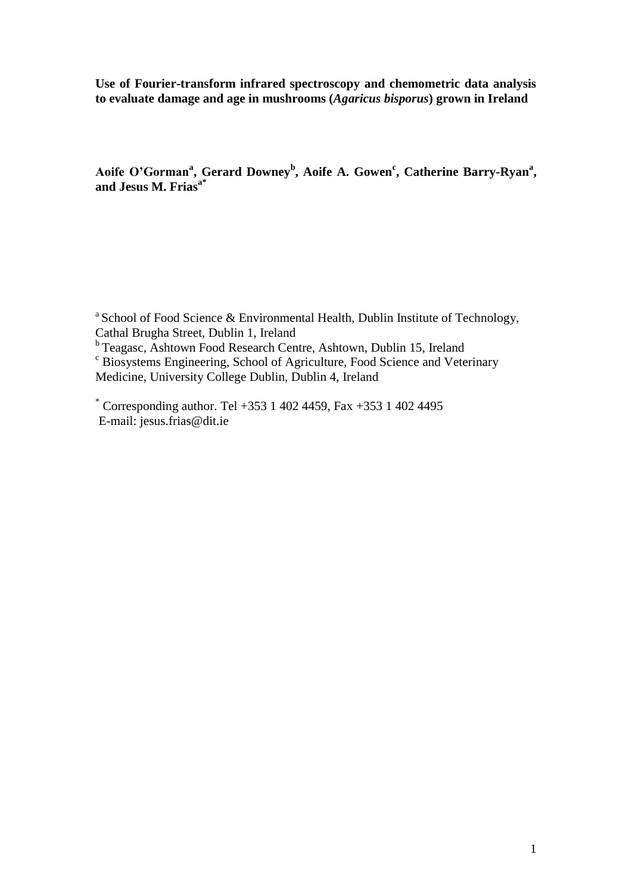**Use of Fourier-transform infrared spectroscopy and chemometric data analysis to evaluate damage and age in mushrooms (*Agaricus bisporus*) grown in Ireland**

**Aoife O'Gorman[a], Gerard Downey[b], Aoife A. Gowen[c], Catherine Barry-Ryan[a], and Jesus M. Frias[a*]**

[a] School of Food Science & Environmental Health, Dublin Institute of Technology, Cathal Brugha Street, Dublin 1, Ireland

[b] Teagasc, Ashtown Food Research Centre, Ashtown, Dublin 15, Ireland

[c] Biosystems Engineering, School of Agriculture, Food Science and Veterinary Medicine, University College Dublin, Dublin 4, Ireland

[*] Corresponding author. Tel +353 1 402 4459, Fax +353 1 402 4495
E-mail: jesus.frias@dit.ie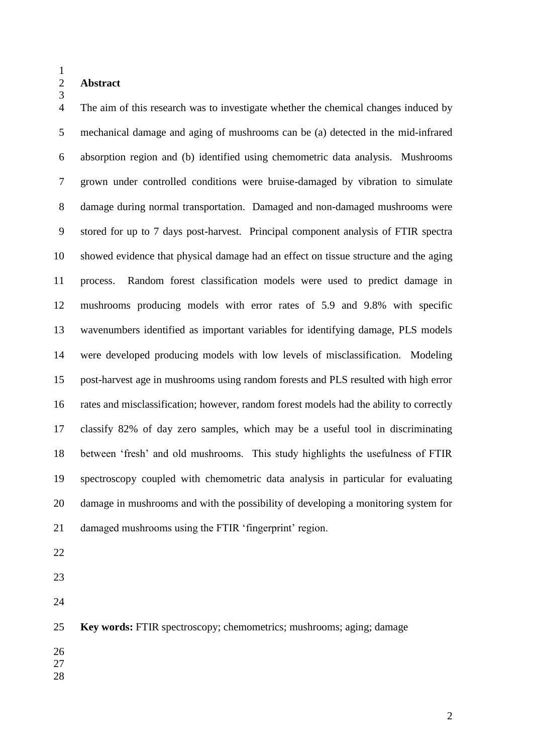## Abstract

The aim of this research was to investigate whether the chemical changes induced by mechanical damage and aging of mushrooms can be (a) detected in the mid-infrared absorption region and (b) identified using chemometric data analysis. Mushrooms grown under controlled conditions were bruise-damaged by vibration to simulate damage during normal transportation. Damaged and non-damaged mushrooms were stored for up to 7 days post-harvest. Principal component analysis of FTIR spectra showed evidence that physical damage had an effect on tissue structure and the aging process. Random forest classification models were used to predict damage in mushrooms producing models with error rates of 5.9 and 9.8% with specific wavenumbers identified as important variables for identifying damage, PLS models were developed producing models with low levels of misclassification. Modeling post-harvest age in mushrooms using random forests and PLS resulted with high error rates and misclassification; however, random forest models had the ability to correctly classify 82% of day zero samples, which may be a useful tool in discriminating between 'fresh' and old mushrooms. This study highlights the usefulness of FTIR spectroscopy coupled with chemometric data analysis in particular for evaluating damage in mushrooms and with the possibility of developing a monitoring system for damaged mushrooms using the FTIR 'fingerprint' region.

**Key words:** FTIR spectroscopy; chemometrics; mushrooms; aging; damage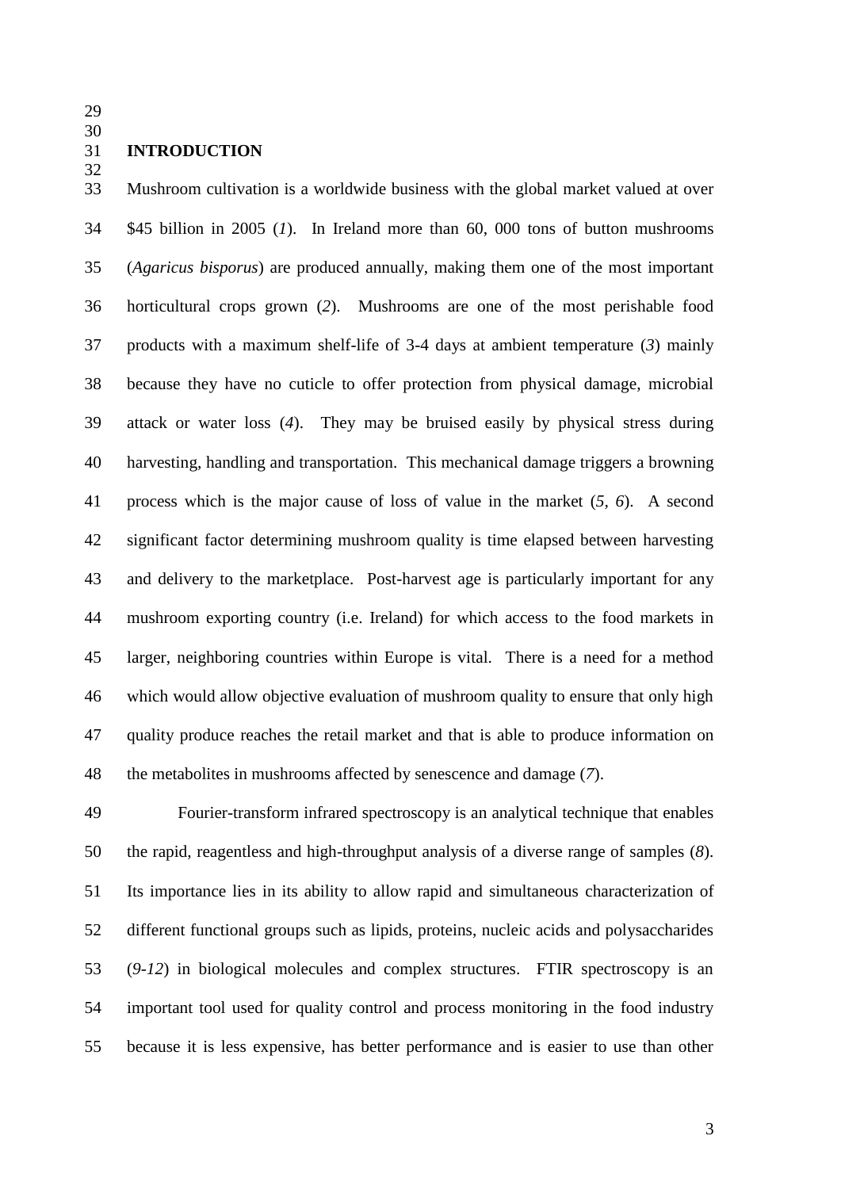## INTRODUCTION

Mushroom cultivation is a worldwide business with the global market valued at over \$45 billion in 2005 (*1*). In Ireland more than 60, 000 tons of button mushrooms (*Agaricus bisporus*) are produced annually, making them one of the most important horticultural crops grown (*2*). Mushrooms are one of the most perishable food products with a maximum shelf-life of 3-4 days at ambient temperature (*3*) mainly because they have no cuticle to offer protection from physical damage, microbial attack or water loss (*4*). They may be bruised easily by physical stress during harvesting, handling and transportation. This mechanical damage triggers a browning process which is the major cause of loss of value in the market (*5, 6*). A second significant factor determining mushroom quality is time elapsed between harvesting and delivery to the marketplace. Post-harvest age is particularly important for any mushroom exporting country (i.e. Ireland) for which access to the food markets in larger, neighboring countries within Europe is vital. There is a need for a method which would allow objective evaluation of mushroom quality to ensure that only high quality produce reaches the retail market and that is able to produce information on the metabolites in mushrooms affected by senescence and damage (*7*).

Fourier-transform infrared spectroscopy is an analytical technique that enables the rapid, reagentless and high-throughput analysis of a diverse range of samples (*8*). Its importance lies in its ability to allow rapid and simultaneous characterization of different functional groups such as lipids, proteins, nucleic acids and polysaccharides (*9-12*) in biological molecules and complex structures. FTIR spectroscopy is an important tool used for quality control and process monitoring in the food industry because it is less expensive, has better performance and is easier to use than other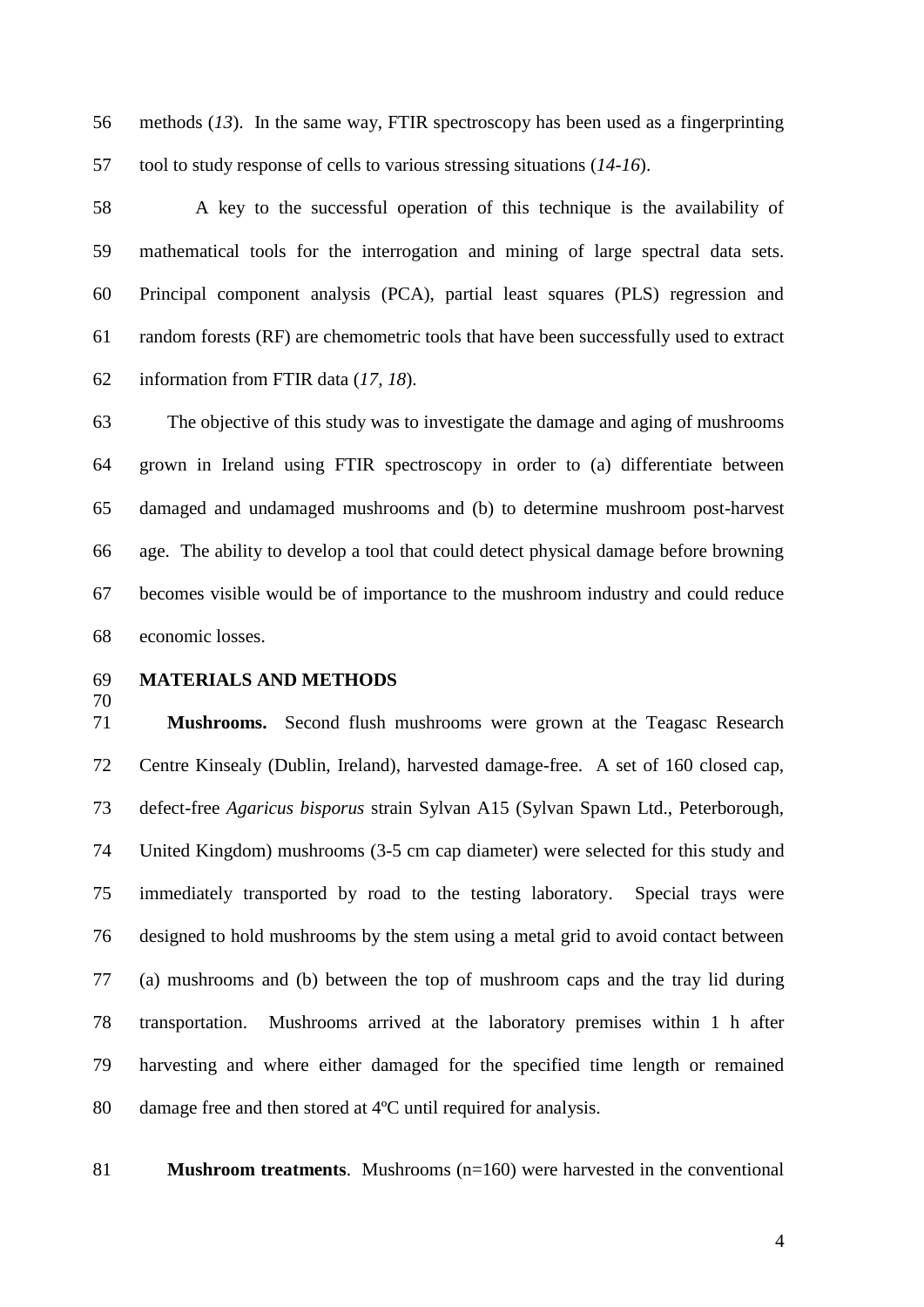methods (*13*). In the same way, FTIR spectroscopy has been used as a fingerprinting tool to study response of cells to various stressing situations (*14-16*).

A key to the successful operation of this technique is the availability of mathematical tools for the interrogation and mining of large spectral data sets. Principal component analysis (PCA), partial least squares (PLS) regression and random forests (RF) are chemometric tools that have been successfully used to extract information from FTIR data (*17, 18*).

The objective of this study was to investigate the damage and aging of mushrooms grown in Ireland using FTIR spectroscopy in order to (a) differentiate between damaged and undamaged mushrooms and (b) to determine mushroom post-harvest age. The ability to develop a tool that could detect physical damage before browning becomes visible would be of importance to the mushroom industry and could reduce economic losses.

## MATERIALS AND METHODS

**Mushrooms.** Second flush mushrooms were grown at the Teagasc Research Centre Kinsealy (Dublin, Ireland), harvested damage-free. A set of 160 closed cap, defect-free *Agaricus bisporus* strain Sylvan A15 (Sylvan Spawn Ltd., Peterborough, United Kingdom) mushrooms (3-5 cm cap diameter) were selected for this study and immediately transported by road to the testing laboratory. Special trays were designed to hold mushrooms by the stem using a metal grid to avoid contact between (a) mushrooms and (b) between the top of mushroom caps and the tray lid during transportation. Mushrooms arrived at the laboratory premises within 1 h after harvesting and where either damaged for the specified time length or remained damage free and then stored at 4ºC until required for analysis.

**Mushroom treatments**. Mushrooms (n=160) were harvested in the conventional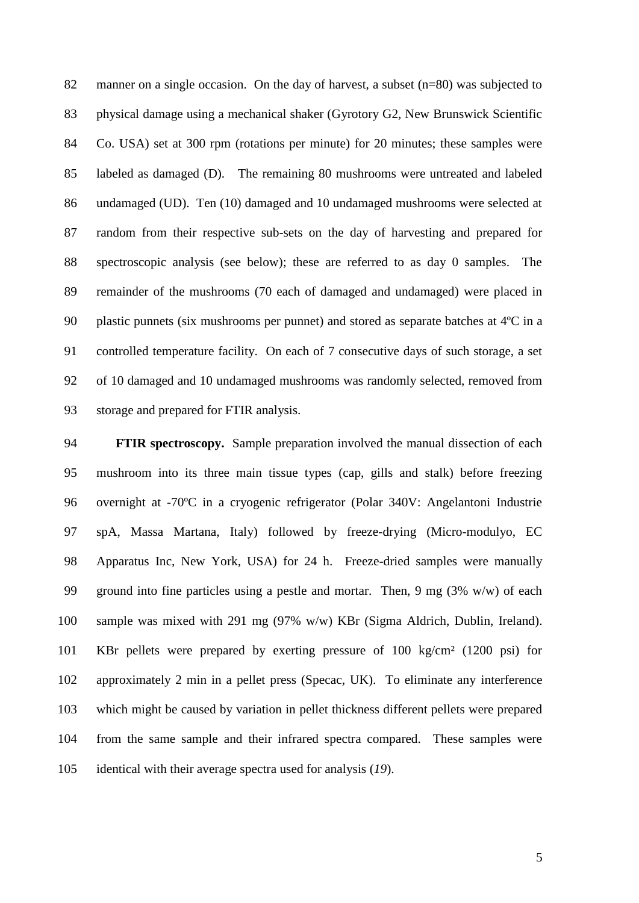manner on a single occasion. On the day of harvest, a subset (n=80) was subjected to physical damage using a mechanical shaker (Gyrotory G2, New Brunswick Scientific Co. USA) set at 300 rpm (rotations per minute) for 20 minutes; these samples were labeled as damaged (D). The remaining 80 mushrooms were untreated and labeled undamaged (UD). Ten (10) damaged and 10 undamaged mushrooms were selected at random from their respective sub-sets on the day of harvesting and prepared for spectroscopic analysis (see below); these are referred to as day 0 samples. The remainder of the mushrooms (70 each of damaged and undamaged) were placed in plastic punnets (six mushrooms per punnet) and stored as separate batches at 4ºC in a controlled temperature facility. On each of 7 consecutive days of such storage, a set of 10 damaged and 10 undamaged mushrooms was randomly selected, removed from storage and prepared for FTIR analysis.

**FTIR spectroscopy.** Sample preparation involved the manual dissection of each mushroom into its three main tissue types (cap, gills and stalk) before freezing overnight at -70ºC in a cryogenic refrigerator (Polar 340V: Angelantoni Industrie spA, Massa Martana, Italy) followed by freeze-drying (Micro-modulyo, EC Apparatus Inc, New York, USA) for 24 h. Freeze-dried samples were manually ground into fine particles using a pestle and mortar. Then, 9 mg (3% w/w) of each sample was mixed with 291 mg (97% w/w) KBr (Sigma Aldrich, Dublin, Ireland). KBr pellets were prepared by exerting pressure of 100 kg/cm² (1200 psi) for approximately 2 min in a pellet press (Specac, UK). To eliminate any interference which might be caused by variation in pellet thickness different pellets were prepared from the same sample and their infrared spectra compared. These samples were identical with their average spectra used for analysis (*19*).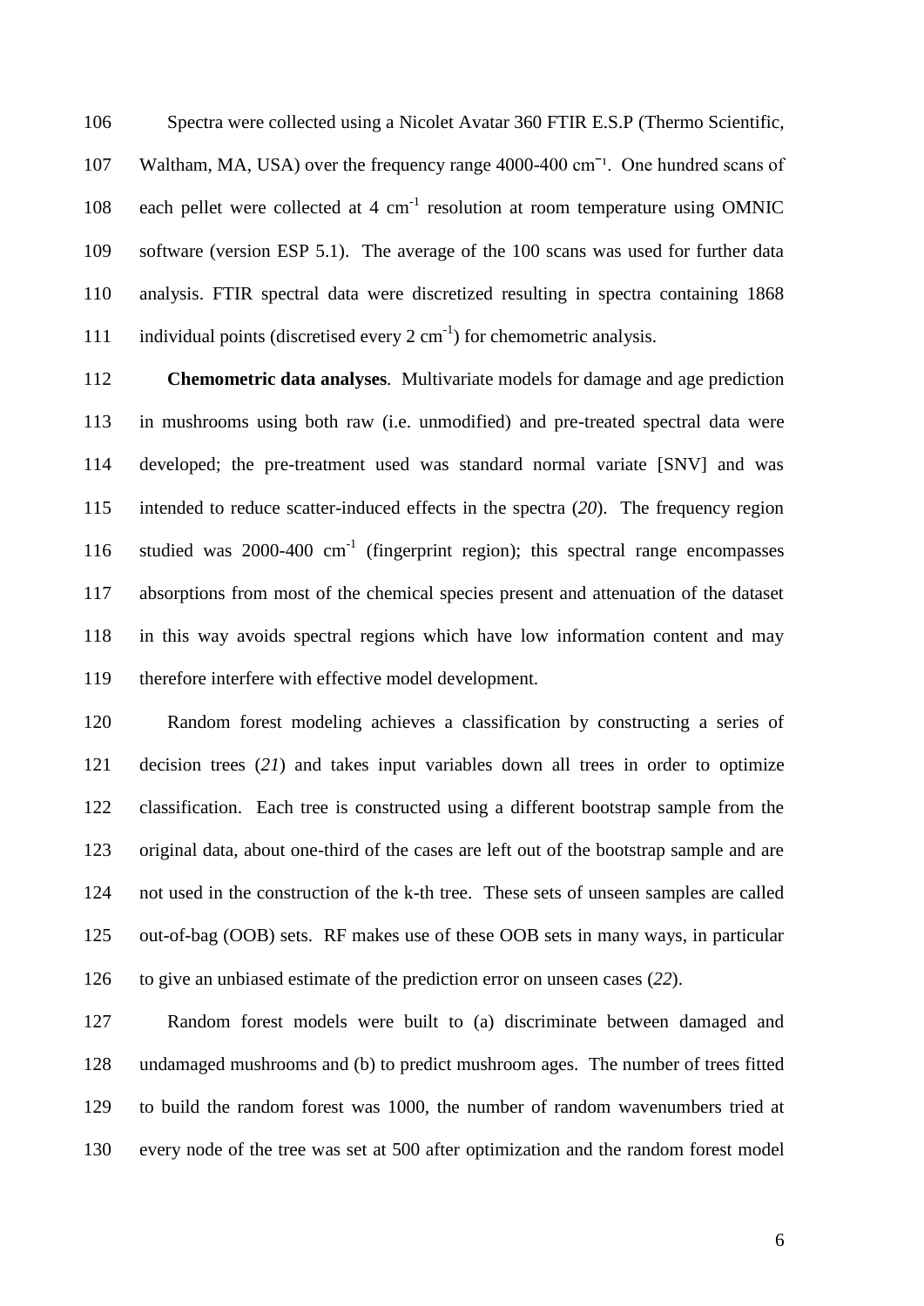Spectra were collected using a Nicolet Avatar 360 FTIR E.S.P (Thermo Scientific, Waltham, MA, USA) over the frequency range 4000-400 $cm^{-1}$. One hundred scans of each pellet were collected at 4 $cm^{-1}$ resolution at room temperature using OMNIC software (version ESP 5.1). The average of the 100 scans was used for further data analysis. FTIR spectral data were discretized resulting in spectra containing 1868 individual points (discretised every 2 $cm^{-1}$) for chemometric analysis.

**Chemometric data analyses**. Multivariate models for damage and age prediction in mushrooms using both raw (i.e. unmodified) and pre-treated spectral data were developed; the pre-treatment used was standard normal variate [SNV] and was intended to reduce scatter-induced effects in the spectra (*20*). The frequency region studied was 2000-400 $cm^{-1}$ (fingerprint region); this spectral range encompasses absorptions from most of the chemical species present and attenuation of the dataset in this way avoids spectral regions which have low information content and may therefore interfere with effective model development.

Random forest modeling achieves a classification by constructing a series of decision trees (*21*) and takes input variables down all trees in order to optimize classification. Each tree is constructed using a different bootstrap sample from the original data, about one-third of the cases are left out of the bootstrap sample and are not used in the construction of the k-th tree. These sets of unseen samples are called out-of-bag (OOB) sets. RF makes use of these OOB sets in many ways, in particular to give an unbiased estimate of the prediction error on unseen cases (*22*).

Random forest models were built to (a) discriminate between damaged and undamaged mushrooms and (b) to predict mushroom ages. The number of trees fitted to build the random forest was 1000, the number of random wavenumbers tried at every node of the tree was set at 500 after optimization and the random forest model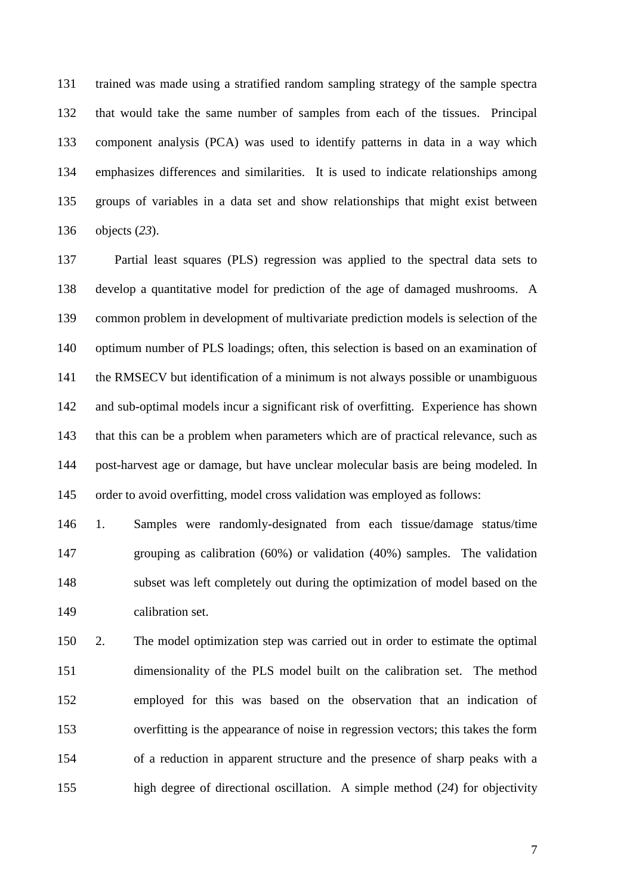trained was made using a stratified random sampling strategy of the sample spectra that would take the same number of samples from each of the tissues. Principal component analysis (PCA) was used to identify patterns in data in a way which emphasizes differences and similarities. It is used to indicate relationships among groups of variables in a data set and show relationships that might exist between objects (*23*).

Partial least squares (PLS) regression was applied to the spectral data sets to develop a quantitative model for prediction of the age of damaged mushrooms. A common problem in development of multivariate prediction models is selection of the optimum number of PLS loadings; often, this selection is based on an examination of the RMSECV but identification of a minimum is not always possible or unambiguous and sub-optimal models incur a significant risk of overfitting. Experience has shown that this can be a problem when parameters which are of practical relevance, such as post-harvest age or damage, but have unclear molecular basis are being modeled. In order to avoid overfitting, model cross validation was employed as follows:

1. Samples were randomly-designated from each tissue/damage status/time grouping as calibration (60%) or validation (40%) samples. The validation subset was left completely out during the optimization of model based on the calibration set.
2. The model optimization step was carried out in order to estimate the optimal dimensionality of the PLS model built on the calibration set. The method employed for this was based on the observation that an indication of overfitting is the appearance of noise in regression vectors; this takes the form of a reduction in apparent structure and the presence of sharp peaks with a high degree of directional oscillation. A simple method (*24*) for objectivity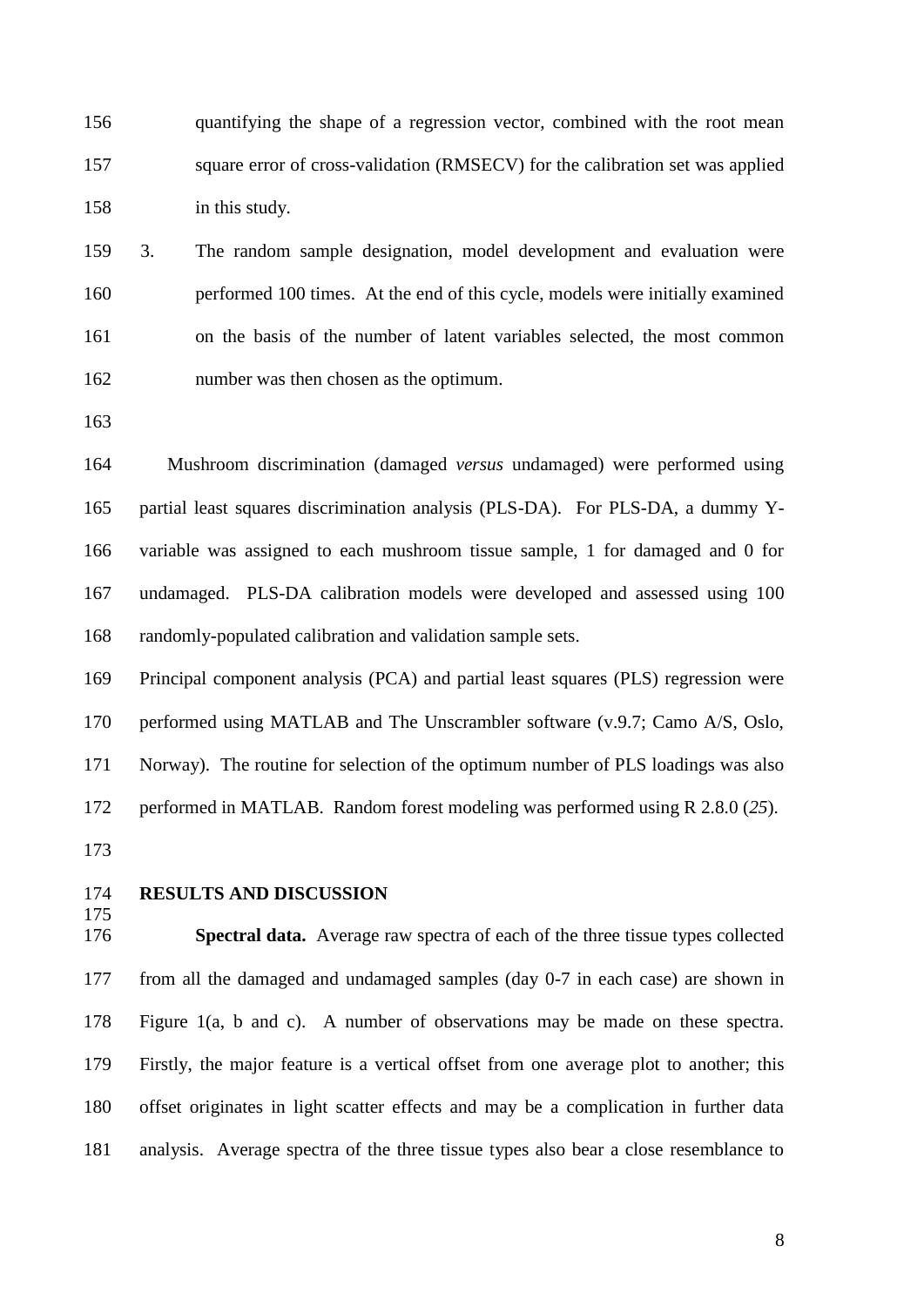quantifying the shape of a regression vector, combined with the root mean square error of cross-validation (RMSECV) for the calibration set was applied in this study.

3. The random sample designation, model development and evaluation were performed 100 times. At the end of this cycle, models were initially examined on the basis of the number of latent variables selected, the most common number was then chosen as the optimum.

Mushroom discrimination (damaged *versus* undamaged) were performed using partial least squares discrimination analysis (PLS-DA). For PLS-DA, a dummy Y-variable was assigned to each mushroom tissue sample, 1 for damaged and 0 for undamaged. PLS-DA calibration models were developed and assessed using 100 randomly-populated calibration and validation sample sets.

Principal component analysis (PCA) and partial least squares (PLS) regression were performed using MATLAB and The Unscrambler software (v.9.7; Camo A/S, Oslo, Norway). The routine for selection of the optimum number of PLS loadings was also performed in MATLAB. Random forest modeling was performed using R 2.8.0 (*25*).

## RESULTS AND DISCUSSION

**Spectral data.** Average raw spectra of each of the three tissue types collected from all the damaged and undamaged samples (day 0-7 in each case) are shown in Figure 1(a, b and c). A number of observations may be made on these spectra. Firstly, the major feature is a vertical offset from one average plot to another; this offset originates in light scatter effects and may be a complication in further data analysis. Average spectra of the three tissue types also bear a close resemblance to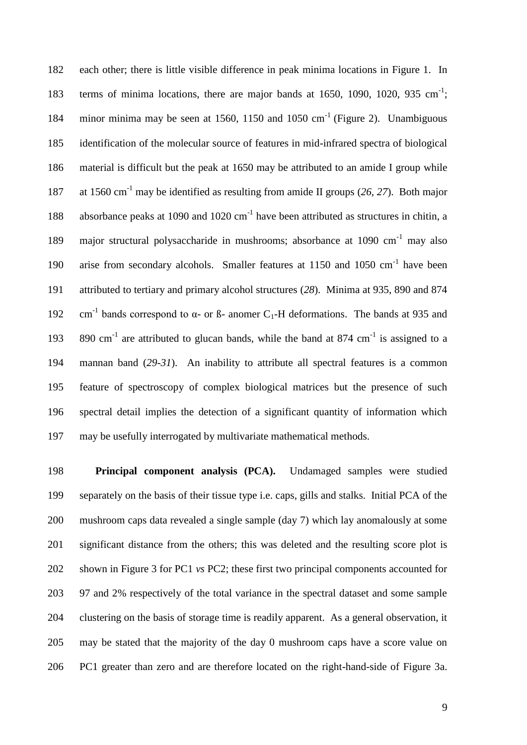each other; there is little visible difference in peak minima locations in Figure 1. In terms of minima locations, there are major bands at 1650, 1090, 1020, 935 $cm^{-1}$; minor minima may be seen at 1560, 1150 and 1050 $cm^{-1}$ (Figure 2). Unambiguous identification of the molecular source of features in mid-infrared spectra of biological material is difficult but the peak at 1650 may be attributed to an amide I group while at 1560 $cm^{-1}$ may be identified as resulting from amide II groups (*26, 27*). Both major absorbance peaks at 1090 and 1020 $cm^{-1}$ have been attributed as structures in chitin, a major structural polysaccharide in mushrooms; absorbance at 1090 $cm^{-1}$ may also arise from secondary alcohols. Smaller features at 1150 and 1050 $cm^{-1}$ have been attributed to tertiary and primary alcohol structures (*28*). Minima at 935, 890 and 874 $cm^{-1}$ bands correspond to α- or ß- anomer $C_1$-H deformations. The bands at 935 and 890 $cm^{-1}$ are attributed to glucan bands, while the band at 874 $cm^{-1}$ is assigned to a mannan band (*29-31*). An inability to attribute all spectral features is a common feature of spectroscopy of complex biological matrices but the presence of such spectral detail implies the detection of a significant quantity of information which may be usefully interrogated by multivariate mathematical methods.

**Principal component analysis (PCA).** Undamaged samples were studied separately on the basis of their tissue type i.e. caps, gills and stalks. Initial PCA of the mushroom caps data revealed a single sample (day 7) which lay anomalously at some significant distance from the others; this was deleted and the resulting score plot is shown in Figure 3 for PC1 *vs* PC2; these first two principal components accounted for 97 and 2% respectively of the total variance in the spectral dataset and some sample clustering on the basis of storage time is readily apparent. As a general observation, it may be stated that the majority of the day 0 mushroom caps have a score value on PC1 greater than zero and are therefore located on the right-hand-side of Figure 3a.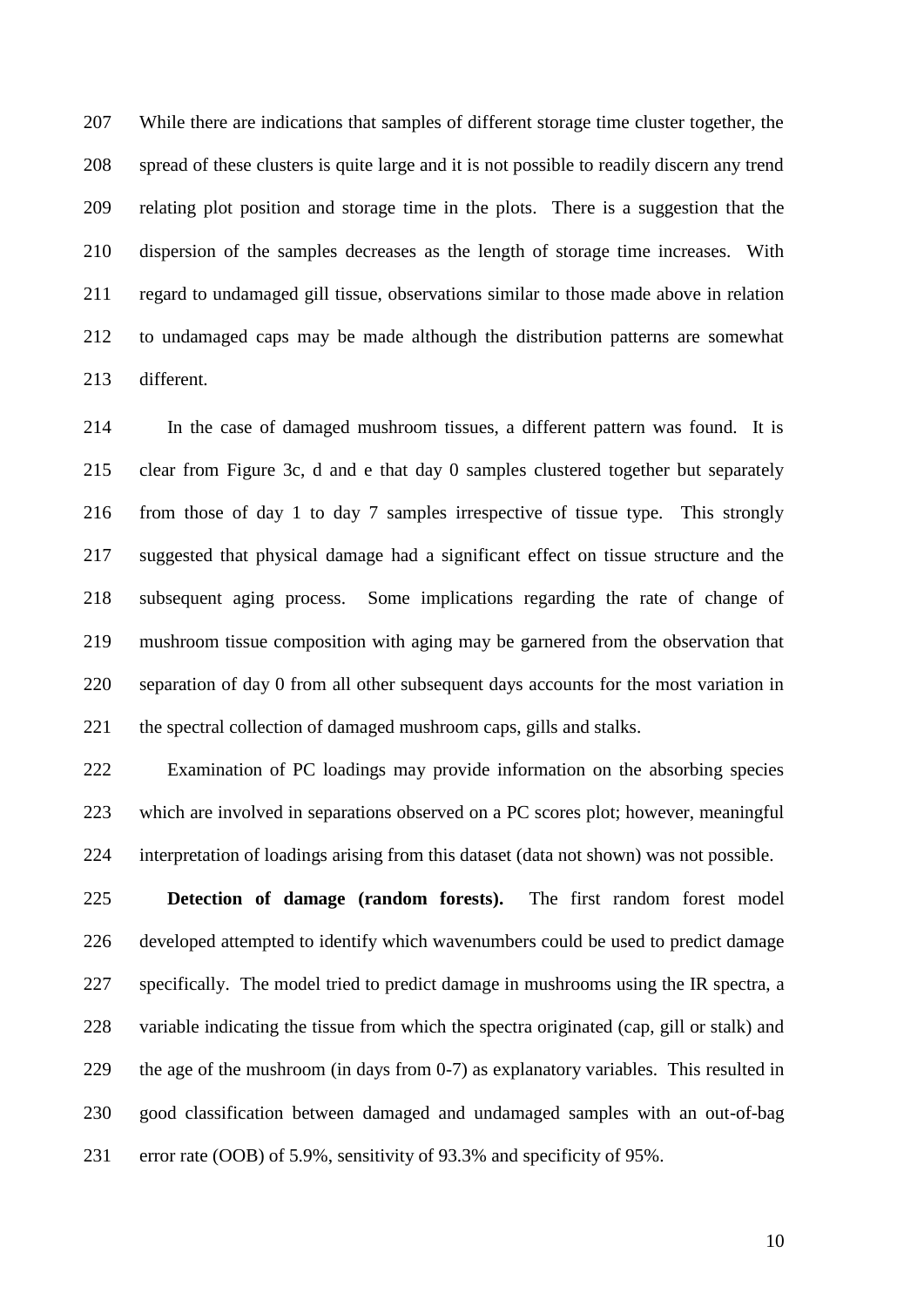While there are indications that samples of different storage time cluster together, the spread of these clusters is quite large and it is not possible to readily discern any trend relating plot position and storage time in the plots. There is a suggestion that the dispersion of the samples decreases as the length of storage time increases. With regard to undamaged gill tissue, observations similar to those made above in relation to undamaged caps may be made although the distribution patterns are somewhat different.

In the case of damaged mushroom tissues, a different pattern was found. It is clear from Figure 3c, d and e that day 0 samples clustered together but separately from those of day 1 to day 7 samples irrespective of tissue type. This strongly suggested that physical damage had a significant effect on tissue structure and the subsequent aging process. Some implications regarding the rate of change of mushroom tissue composition with aging may be garnered from the observation that separation of day 0 from all other subsequent days accounts for the most variation in the spectral collection of damaged mushroom caps, gills and stalks.

Examination of PC loadings may provide information on the absorbing species which are involved in separations observed on a PC scores plot; however, meaningful interpretation of loadings arising from this dataset (data not shown) was not possible.

**Detection of damage (random forests).** The first random forest model developed attempted to identify which wavenumbers could be used to predict damage specifically. The model tried to predict damage in mushrooms using the IR spectra, a variable indicating the tissue from which the spectra originated (cap, gill or stalk) and the age of the mushroom (in days from 0-7) as explanatory variables. This resulted in good classification between damaged and undamaged samples with an out-of-bag error rate (OOB) of 5.9%, sensitivity of 93.3% and specificity of 95%.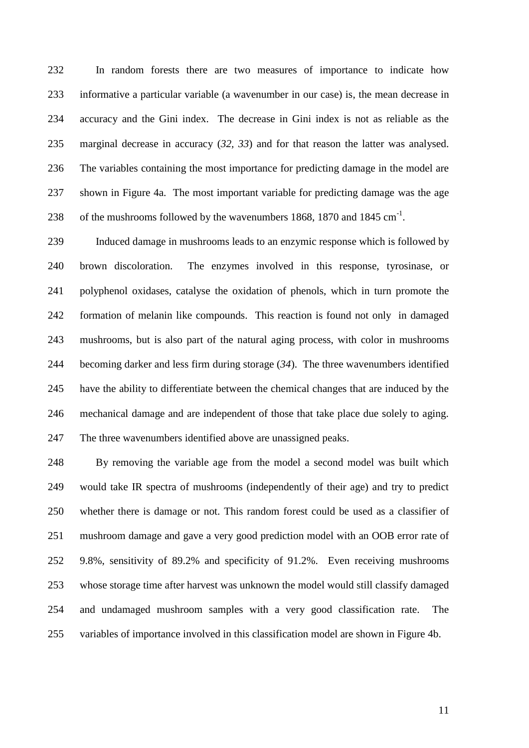In random forests there are two measures of importance to indicate how informative a particular variable (a wavenumber in our case) is, the mean decrease in accuracy and the Gini index. The decrease in Gini index is not as reliable as the marginal decrease in accuracy (*32*, *33*) and for that reason the latter was analysed. The variables containing the most importance for predicting damage in the model are shown in Figure 4a. The most important variable for predicting damage was the age of the mushrooms followed by the wavenumbers 1868, 1870 and 1845 $cm^{-1}$.

Induced damage in mushrooms leads to an enzymic response which is followed by brown discoloration. The enzymes involved in this response, tyrosinase, or polyphenol oxidases, catalyse the oxidation of phenols, which in turn promote the formation of melanin like compounds. This reaction is found not only in damaged mushrooms, but is also part of the natural aging process, with color in mushrooms becoming darker and less firm during storage (*34*). The three wavenumbers identified have the ability to differentiate between the chemical changes that are induced by the mechanical damage and are independent of those that take place due solely to aging. The three wavenumbers identified above are unassigned peaks.

By removing the variable age from the model a second model was built which would take IR spectra of mushrooms (independently of their age) and try to predict whether there is damage or not. This random forest could be used as a classifier of mushroom damage and gave a very good prediction model with an OOB error rate of 9.8%, sensitivity of 89.2% and specificity of 91.2%. Even receiving mushrooms whose storage time after harvest was unknown the model would still classify damaged and undamaged mushroom samples with a very good classification rate. The variables of importance involved in this classification model are shown in Figure 4b.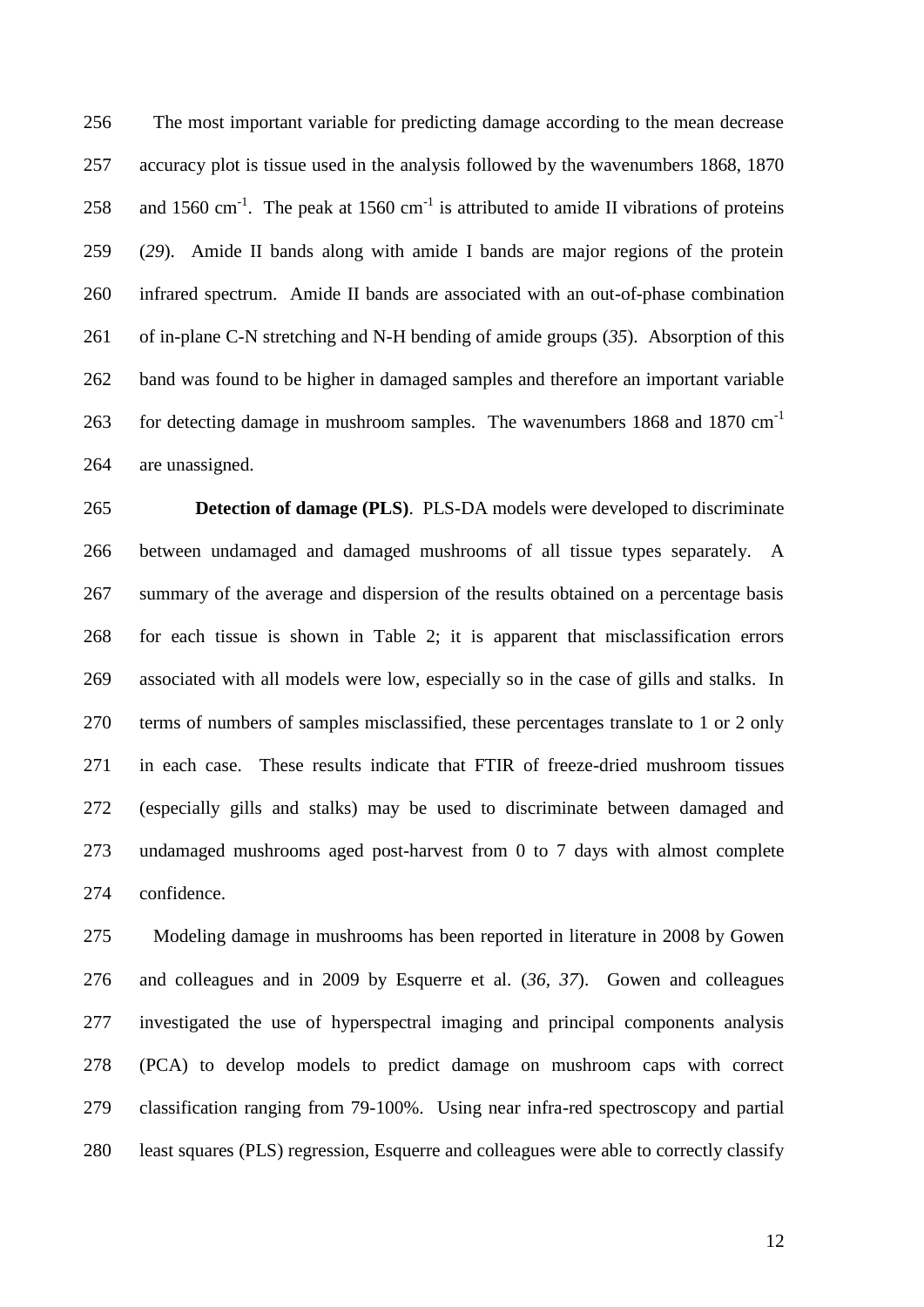The most important variable for predicting damage according to the mean decrease accuracy plot is tissue used in the analysis followed by the wavenumbers 1868, 1870 and 1560 $cm^{-1}$. The peak at 1560 $cm^{-1}$ is attributed to amide II vibrations of proteins (*29*). Amide II bands along with amide I bands are major regions of the protein infrared spectrum. Amide II bands are associated with an out-of-phase combination of in-plane C-N stretching and N-H bending of amide groups (*35*). Absorption of this band was found to be higher in damaged samples and therefore an important variable for detecting damage in mushroom samples. The wavenumbers 1868 and 1870 $cm^{-1}$ are unassigned.

**Detection of damage (PLS)**. PLS-DA models were developed to discriminate between undamaged and damaged mushrooms of all tissue types separately. A summary of the average and dispersion of the results obtained on a percentage basis for each tissue is shown in Table 2; it is apparent that misclassification errors associated with all models were low, especially so in the case of gills and stalks. In terms of numbers of samples misclassified, these percentages translate to 1 or 2 only in each case. These results indicate that FTIR of freeze-dried mushroom tissues (especially gills and stalks) may be used to discriminate between damaged and undamaged mushrooms aged post-harvest from 0 to 7 days with almost complete confidence.

Modeling damage in mushrooms has been reported in literature in 2008 by Gowen and colleagues and in 2009 by Esquerre et al. (*36, 37*). Gowen and colleagues investigated the use of hyperspectral imaging and principal components analysis (PCA) to develop models to predict damage on mushroom caps with correct classification ranging from 79-100%. Using near infra-red spectroscopy and partial least squares (PLS) regression, Esquerre and colleagues were able to correctly classify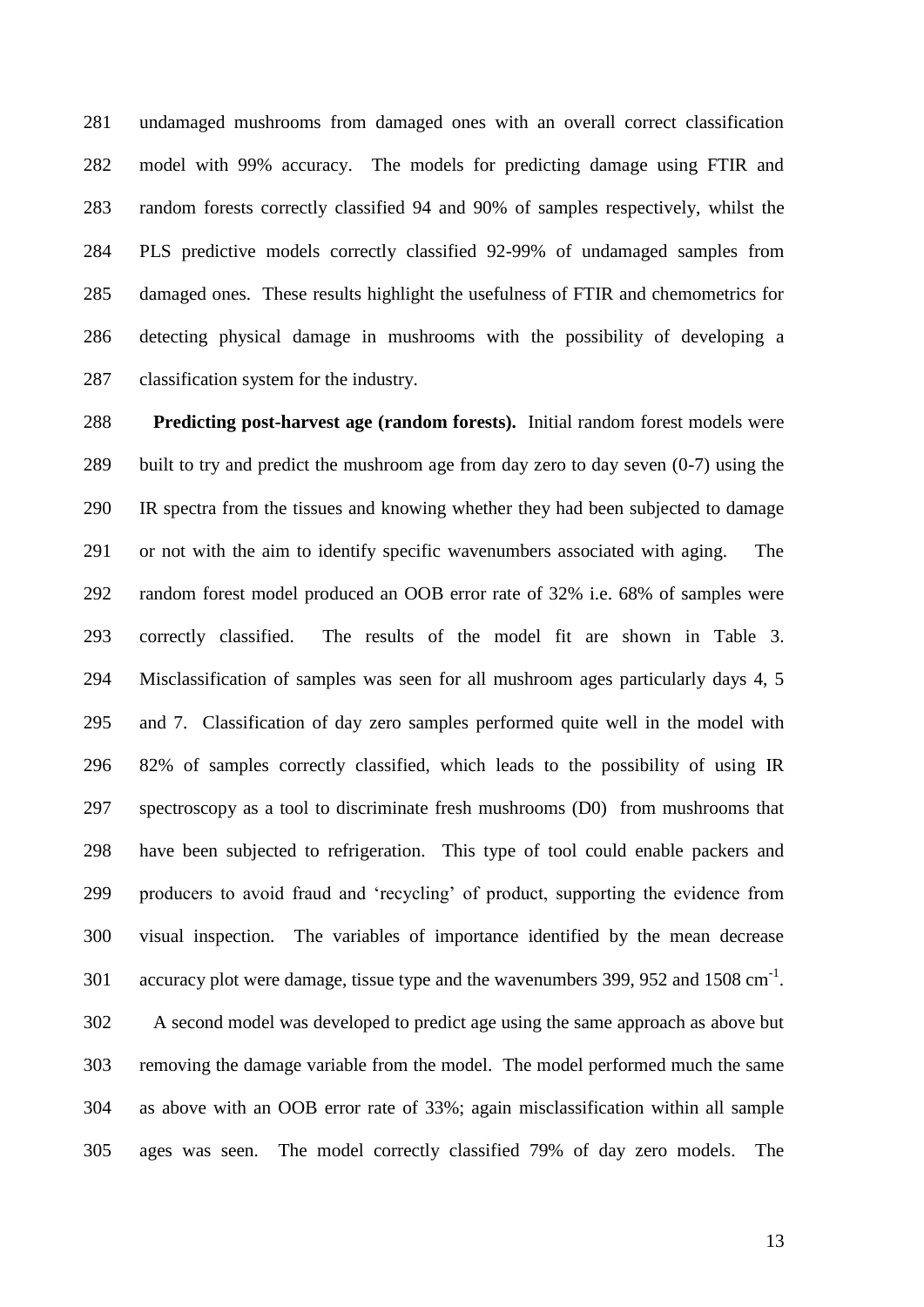undamaged mushrooms from damaged ones with an overall correct classification model with 99% accuracy. The models for predicting damage using FTIR and random forests correctly classified 94 and 90% of samples respectively, whilst the PLS predictive models correctly classified 92-99% of undamaged samples from damaged ones. These results highlight the usefulness of FTIR and chemometrics for detecting physical damage in mushrooms with the possibility of developing a classification system for the industry.

**Predicting post-harvest age (random forests).** Initial random forest models were built to try and predict the mushroom age from day zero to day seven (0-7) using the IR spectra from the tissues and knowing whether they had been subjected to damage or not with the aim to identify specific wavenumbers associated with aging. The random forest model produced an OOB error rate of 32% i.e. 68% of samples were correctly classified. The results of the model fit are shown in Table 3. Misclassification of samples was seen for all mushroom ages particularly days 4, 5 and 7. Classification of day zero samples performed quite well in the model with 82% of samples correctly classified, which leads to the possibility of using IR spectroscopy as a tool to discriminate fresh mushrooms (D0) from mushrooms that have been subjected to refrigeration. This type of tool could enable packers and producers to avoid fraud and 'recycling' of product, supporting the evidence from visual inspection. The variables of importance identified by the mean decrease accuracy plot were damage, tissue type and the wavenumbers 399, 952 and 1508 $cm^{-1}$.

A second model was developed to predict age using the same approach as above but removing the damage variable from the model. The model performed much the same as above with an OOB error rate of 33%; again misclassification within all sample ages was seen. The model correctly classified 79% of day zero models. The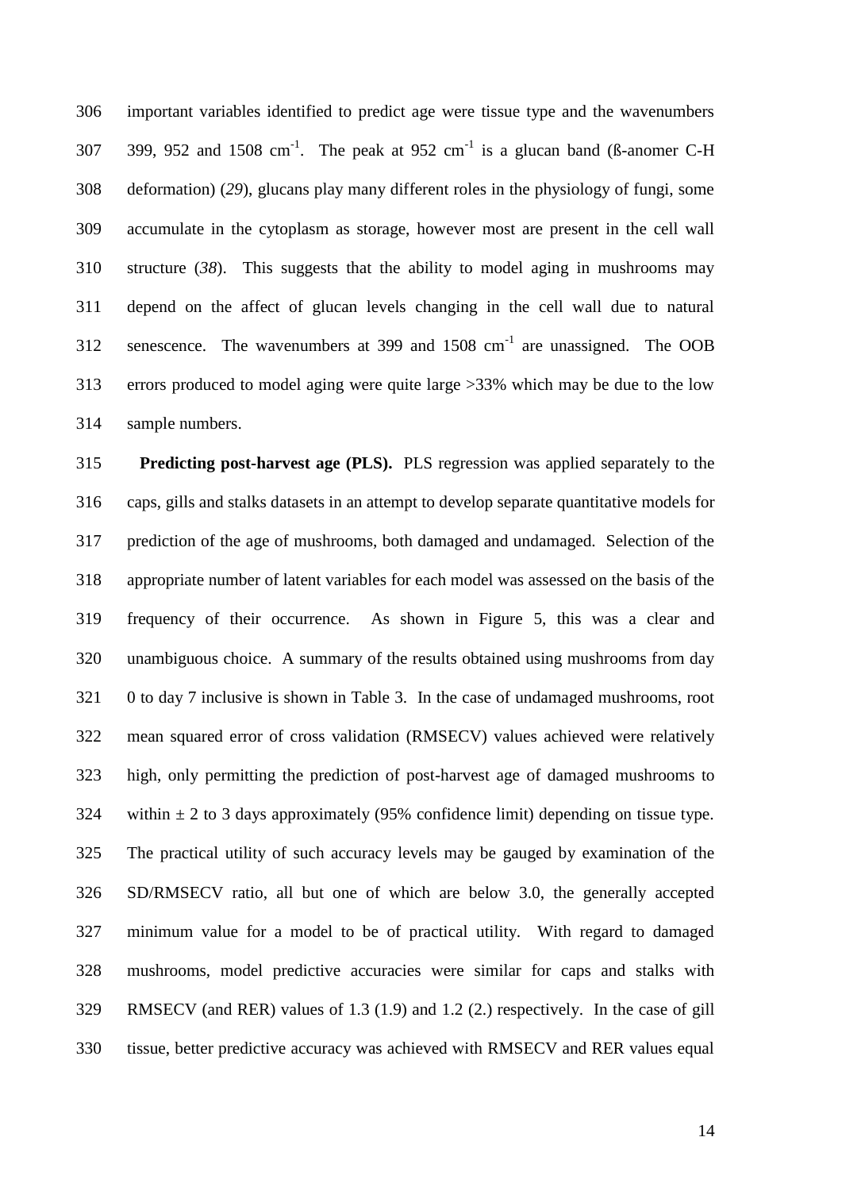important variables identified to predict age were tissue type and the wavenumbers 399, 952 and 1508 $cm^{-1}$. The peak at 952 $cm^{-1}$ is a glucan band (ß-anomer C-H deformation) (*29*), glucans play many different roles in the physiology of fungi, some accumulate in the cytoplasm as storage, however most are present in the cell wall structure (*38*). This suggests that the ability to model aging in mushrooms may depend on the affect of glucan levels changing in the cell wall due to natural senescence. The wavenumbers at 399 and 1508 $cm^{-1}$ are unassigned. The OOB errors produced to model aging were quite large >33% which may be due to the low sample numbers.

**Predicting post-harvest age (PLS).** PLS regression was applied separately to the caps, gills and stalks datasets in an attempt to develop separate quantitative models for prediction of the age of mushrooms, both damaged and undamaged. Selection of the appropriate number of latent variables for each model was assessed on the basis of the frequency of their occurrence. As shown in Figure 5, this was a clear and unambiguous choice. A summary of the results obtained using mushrooms from day 0 to day 7 inclusive is shown in Table 3. In the case of undamaged mushrooms, root mean squared error of cross validation (RMSECV) values achieved were relatively high, only permitting the prediction of post-harvest age of damaged mushrooms to within ± 2 to 3 days approximately (95% confidence limit) depending on tissue type. The practical utility of such accuracy levels may be gauged by examination of the SD/RMSECV ratio, all but one of which are below 3.0, the generally accepted minimum value for a model to be of practical utility. With regard to damaged mushrooms, model predictive accuracies were similar for caps and stalks with RMSECV (and RER) values of 1.3 (1.9) and 1.2 (2.) respectively. In the case of gill tissue, better predictive accuracy was achieved with RMSECV and RER values equal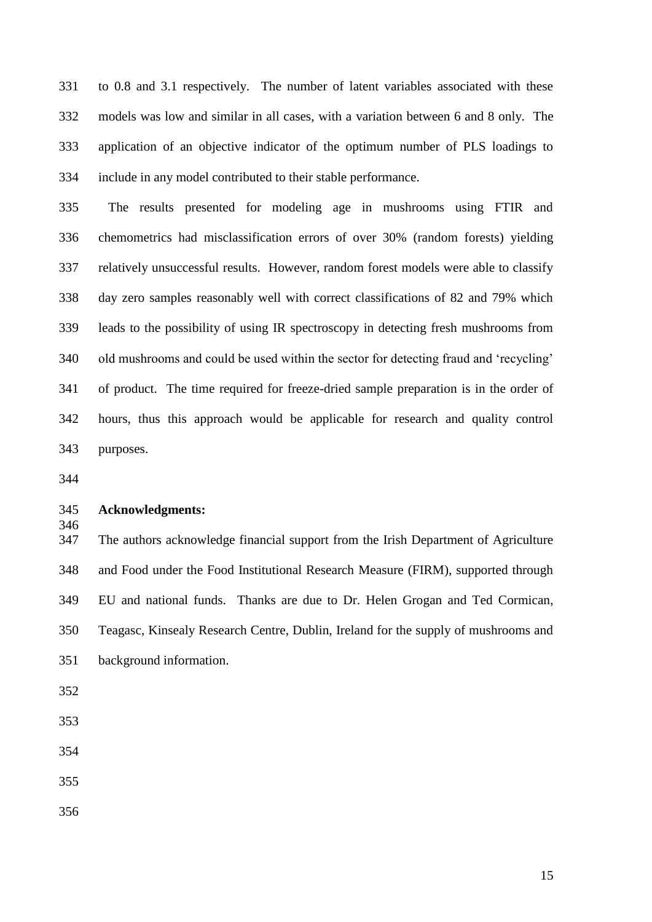to 0.8 and 3.1 respectively. The number of latent variables associated with these models was low and similar in all cases, with a variation between 6 and 8 only. The application of an objective indicator of the optimum number of PLS loadings to include in any model contributed to their stable performance.

The results presented for modeling age in mushrooms using FTIR and chemometrics had misclassification errors of over 30% (random forests) yielding relatively unsuccessful results. However, random forest models were able to classify day zero samples reasonably well with correct classifications of 82 and 79% which leads to the possibility of using IR spectroscopy in detecting fresh mushrooms from old mushrooms and could be used within the sector for detecting fraud and 'recycling' of product. The time required for freeze-dried sample preparation is in the order of hours, thus this approach would be applicable for research and quality control purposes.

**Acknowledgments:**

The authors acknowledge financial support from the Irish Department of Agriculture and Food under the Food Institutional Research Measure (FIRM), supported through EU and national funds. Thanks are due to Dr. Helen Grogan and Ted Cormican, Teagasc, Kinsealy Research Centre, Dublin, Ireland for the supply of mushrooms and background information.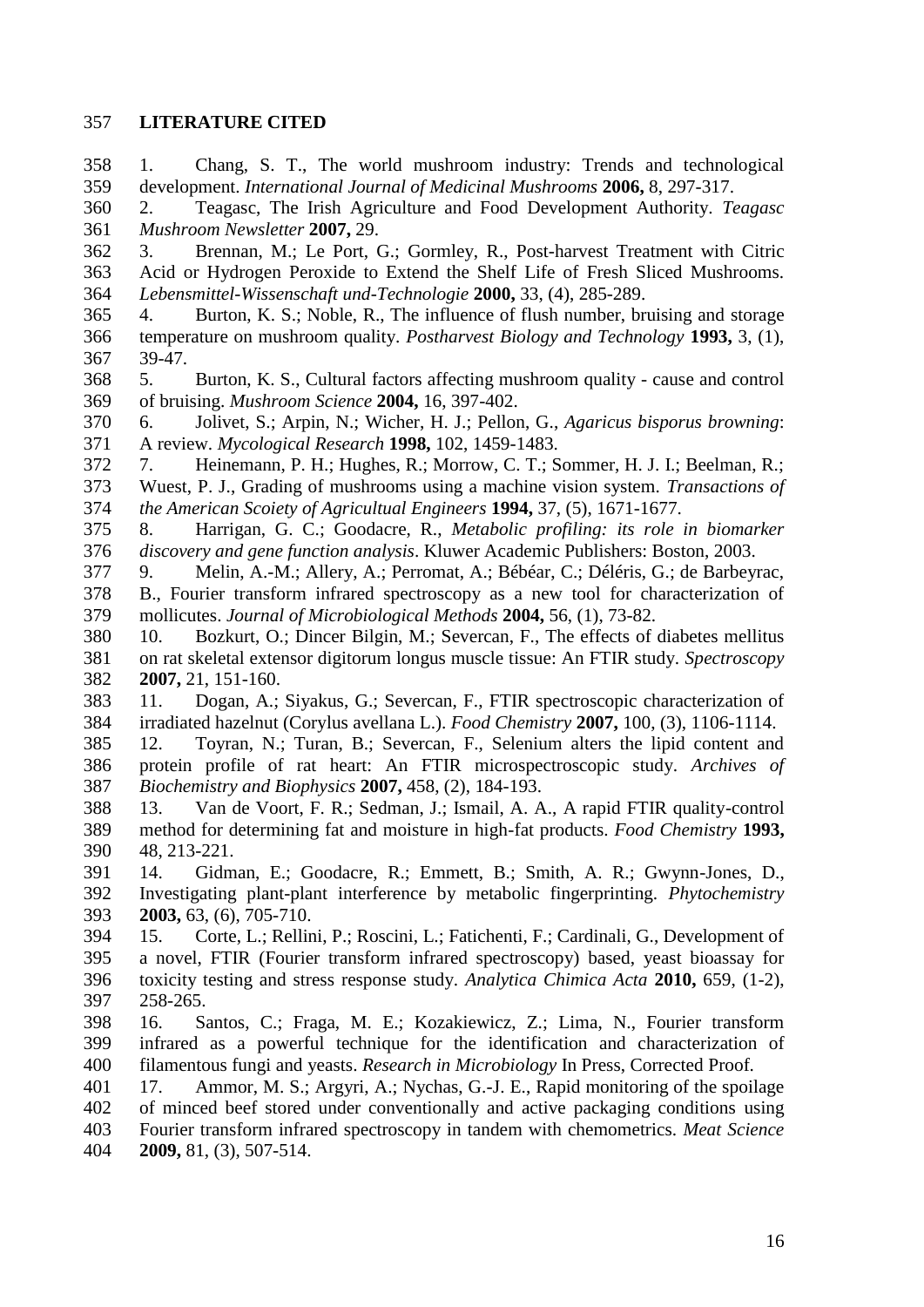## LITERATURE CITED

1. Chang, S. T., The world mushroom industry: Trends and technological development. *International Journal of Medicinal Mushrooms* **2006,** 8, 297-317.
2. Teagasc, The Irish Agriculture and Food Development Authority. *Teagasc Mushroom Newsletter* **2007,** 29.
3. Brennan, M.; Le Port, G.; Gormley, R., Post-harvest Treatment with Citric Acid or Hydrogen Peroxide to Extend the Shelf Life of Fresh Sliced Mushrooms. *Lebensmittel-Wissenschaft und-Technologie* **2000,** 33, (4), 285-289.
4. Burton, K. S.; Noble, R., The influence of flush number, bruising and storage temperature on mushroom quality. *Postharvest Biology and Technology* **1993,** 3, (1), 39-47.
5. Burton, K. S., Cultural factors affecting mushroom quality - cause and control of bruising. *Mushroom Science* **2004,** 16, 397-402.
6. Jolivet, S.; Arpin, N.; Wicher, H. J.; Pellon, G., *Agaricus bisporus browning*: A review. *Mycological Research* **1998,** 102, 1459-1483.
7. Heinemann, P. H.; Hughes, R.; Morrow, C. T.; Sommer, H. J. I.; Beelman, R.; Wuest, P. J., Grading of mushrooms using a machine vision system. *Transactions of the American Scoiety of Agricultual Engineers* **1994,** 37, (5), 1671-1677.
8. Harrigan, G. C.; Goodacre, R., *Metabolic profiling: its role in biomarker discovery and gene function analysis*. Kluwer Academic Publishers: Boston, 2003.
9. Melin, A.-M.; Allery, A.; Perromat, A.; Bébéar, C.; Déléris, G.; de Barbeyrac, B., Fourier transform infrared spectroscopy as a new tool for characterization of mollicutes. *Journal of Microbiological Methods* **2004,** 56, (1), 73-82.
10. Bozkurt, O.; Dincer Bilgin, M.; Severcan, F., The effects of diabetes mellitus on rat skeletal extensor digitorum longus muscle tissue: An FTIR study. *Spectroscopy* **2007,** 21, 151-160.
11. Dogan, A.; Siyakus, G.; Severcan, F., FTIR spectroscopic characterization of irradiated hazelnut (Corylus avellana L.). *Food Chemistry* **2007,** 100, (3), 1106-1114.
12. Toyran, N.; Turan, B.; Severcan, F., Selenium alters the lipid content and protein profile of rat heart: An FTIR microspectroscopic study. *Archives of Biochemistry and Biophysics* **2007,** 458, (2), 184-193.
13. Van de Voort, F. R.; Sedman, J.; Ismail, A. A., A rapid FTIR quality-control method for determining fat and moisture in high-fat products. *Food Chemistry* **1993,** 48, 213-221.
14. Gidman, E.; Goodacre, R.; Emmett, B.; Smith, A. R.; Gwynn-Jones, D., Investigating plant-plant interference by metabolic fingerprinting. *Phytochemistry* **2003,** 63, (6), 705-710.
15. Corte, L.; Rellini, P.; Roscini, L.; Fatichenti, F.; Cardinali, G., Development of a novel, FTIR (Fourier transform infrared spectroscopy) based, yeast bioassay for toxicity testing and stress response study. *Analytica Chimica Acta* **2010,** 659, (1-2), 258-265.
16. Santos, C.; Fraga, M. E.; Kozakiewicz, Z.; Lima, N., Fourier transform infrared as a powerful technique for the identification and characterization of filamentous fungi and yeasts. *Research in Microbiology* In Press, Corrected Proof.
17. Ammor, M. S.; Argyri, A.; Nychas, G.-J. E., Rapid monitoring of the spoilage of minced beef stored under conventionally and active packaging conditions using Fourier transform infrared spectroscopy in tandem with chemometrics. *Meat Science* **2009,** 81, (3), 507-514.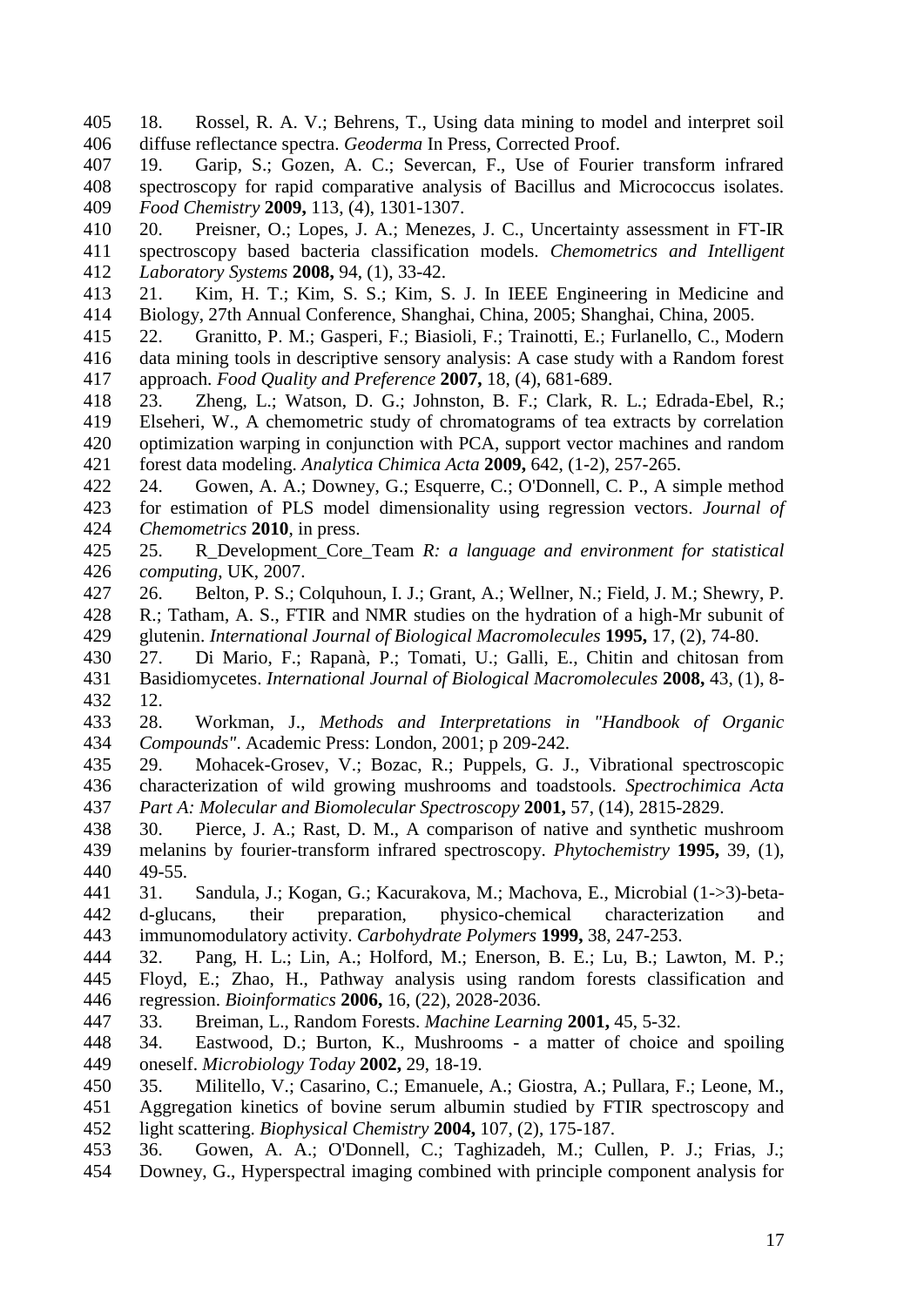18. Rossel, R. A. V.; Behrens, T., Using data mining to model and interpret soil diffuse reflectance spectra. *Geoderma* In Press, Corrected Proof.

19. Garip, S.; Gozen, A. C.; Severcan, F., Use of Fourier transform infrared spectroscopy for rapid comparative analysis of Bacillus and Micrococcus isolates. *Food Chemistry* **2009,** 113, (4), 1301-1307.

20. Preisner, O.; Lopes, J. A.; Menezes, J. C., Uncertainty assessment in FT-IR spectroscopy based bacteria classification models. *Chemometrics and Intelligent Laboratory Systems* **2008,** 94, (1), 33-42.

21. Kim, H. T.; Kim, S. S.; Kim, S. J. In IEEE Engineering in Medicine and Biology, 27th Annual Conference, Shanghai, China, 2005; Shanghai, China, 2005.

22. Granitto, P. M.; Gasperi, F.; Biasioli, F.; Trainotti, E.; Furlanello, C., Modern data mining tools in descriptive sensory analysis: A case study with a Random forest approach. *Food Quality and Preference* **2007,** 18, (4), 681-689.

23. Zheng, L.; Watson, D. G.; Johnston, B. F.; Clark, R. L.; Edrada-Ebel, R.; Elseheri, W., A chemometric study of chromatograms of tea extracts by correlation optimization warping in conjunction with PCA, support vector machines and random forest data modeling. *Analytica Chimica Acta* **2009,** 642, (1-2), 257-265.

24. Gowen, A. A.; Downey, G.; Esquerre, C.; O'Donnell, C. P., A simple method for estimation of PLS model dimensionality using regression vectors. *Journal of Chemometrics* **2010**, in press.

25. R_Development_Core_Team *R: a language and environment for statistical computing*, UK, 2007.

26. Belton, P. S.; Colquhoun, I. J.; Grant, A.; Wellner, N.; Field, J. M.; Shewry, P. R.; Tatham, A. S., FTIR and NMR studies on the hydration of a high-Mr subunit of glutenin. *International Journal of Biological Macromolecules* **1995,** 17, (2), 74-80.

27. Di Mario, F.; Rapanà, P.; Tomati, U.; Galli, E., Chitin and chitosan from Basidiomycetes. *International Journal of Biological Macromolecules* **2008,** 43, (1), 8-12.

28. Workman, J., *Methods and Interpretations in "Handbook of Organic Compounds"*. Academic Press: London, 2001; p 209-242.

29. Mohacek-Grosev, V.; Bozac, R.; Puppels, G. J., Vibrational spectroscopic characterization of wild growing mushrooms and toadstools. *Spectrochimica Acta Part A: Molecular and Biomolecular Spectroscopy* **2001,** 57, (14), 2815-2829.

30. Pierce, J. A.; Rast, D. M., A comparison of native and synthetic mushroom melanins by fourier-transform infrared spectroscopy. *Phytochemistry* **1995,** 39, (1), 49-55.

31. Sandula, J.; Kogan, G.; Kacurakova, M.; Machova, E., Microbial (1->3)-beta-d-glucans, their preparation, physico-chemical characterization and immunomodulatory activity. *Carbohydrate Polymers* **1999,** 38, 247-253.

32. Pang, H. L.; Lin, A.; Holford, M.; Enerson, B. E.; Lu, B.; Lawton, M. P.; Floyd, E.; Zhao, H., Pathway analysis using random forests classification and regression. *Bioinformatics* **2006,** 16, (22), 2028-2036.

33. Breiman, L., Random Forests. *Machine Learning* **2001,** 45, 5-32.

34. Eastwood, D.; Burton, K., Mushrooms - a matter of choice and spoiling oneself. *Microbiology Today* **2002,** 29, 18-19.

35. Militello, V.; Casarino, C.; Emanuele, A.; Giostra, A.; Pullara, F.; Leone, M., Aggregation kinetics of bovine serum albumin studied by FTIR spectroscopy and light scattering. *Biophysical Chemistry* **2004,** 107, (2), 175-187.

36. Gowen, A. A.; O'Donnell, C.; Taghizadeh, M.; Cullen, P. J.; Frias, J.; Downey, G., Hyperspectral imaging combined with principle component analysis for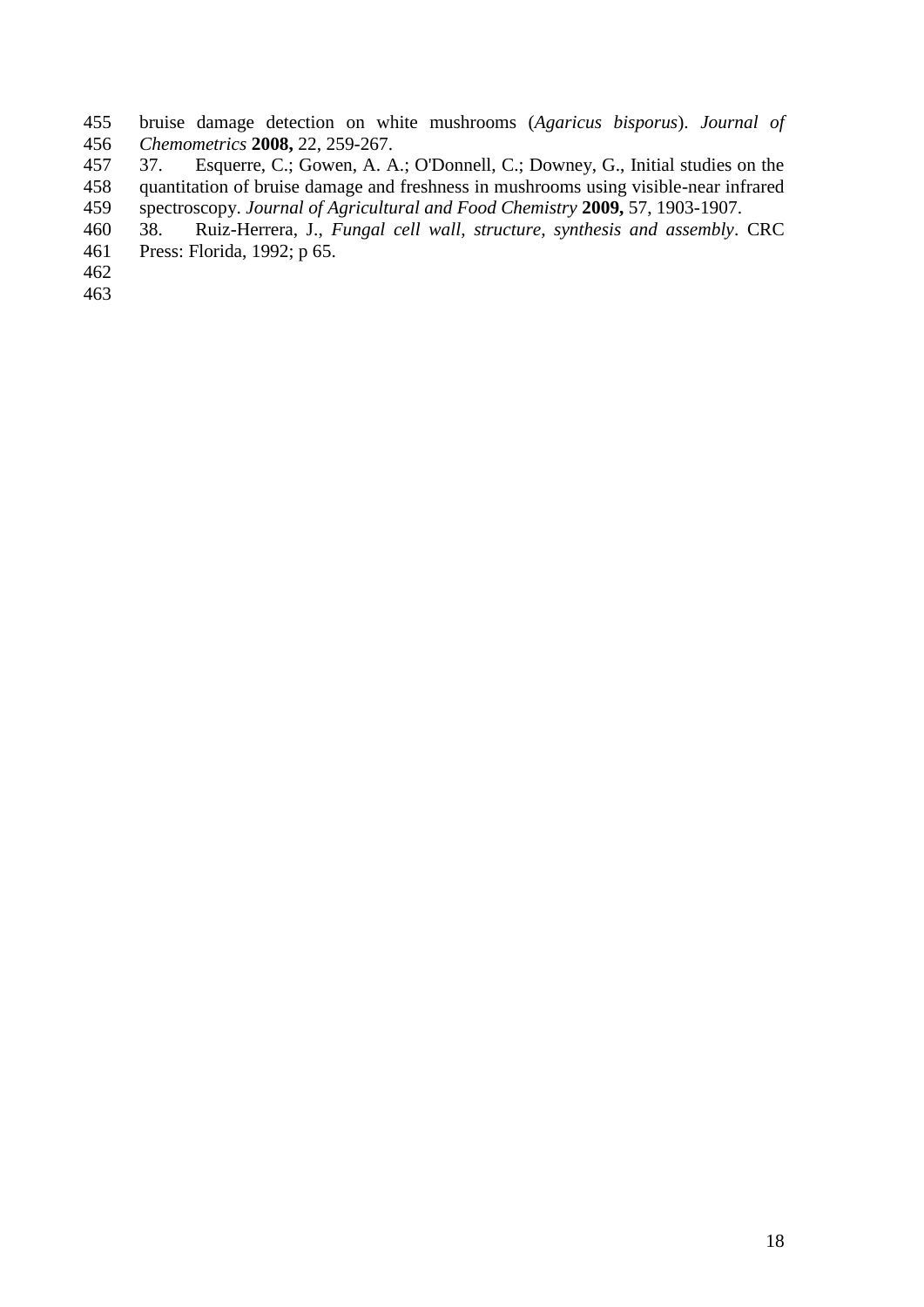bruise damage detection on white mushrooms (*Agaricus bisporus*). *Journal of Chemometrics* **2008,** 22, 259-267.

37. Esquerre, C.; Gowen, A. A.; O'Donnell, C.; Downey, G., Initial studies on the quantitation of bruise damage and freshness in mushrooms using visible-near infrared spectroscopy. *Journal of Agricultural and Food Chemistry* **2009,** 57, 1903-1907.

38. Ruiz-Herrera, J., *Fungal cell wall, structure, synthesis and assembly*. CRC Press: Florida, 1992; p 65.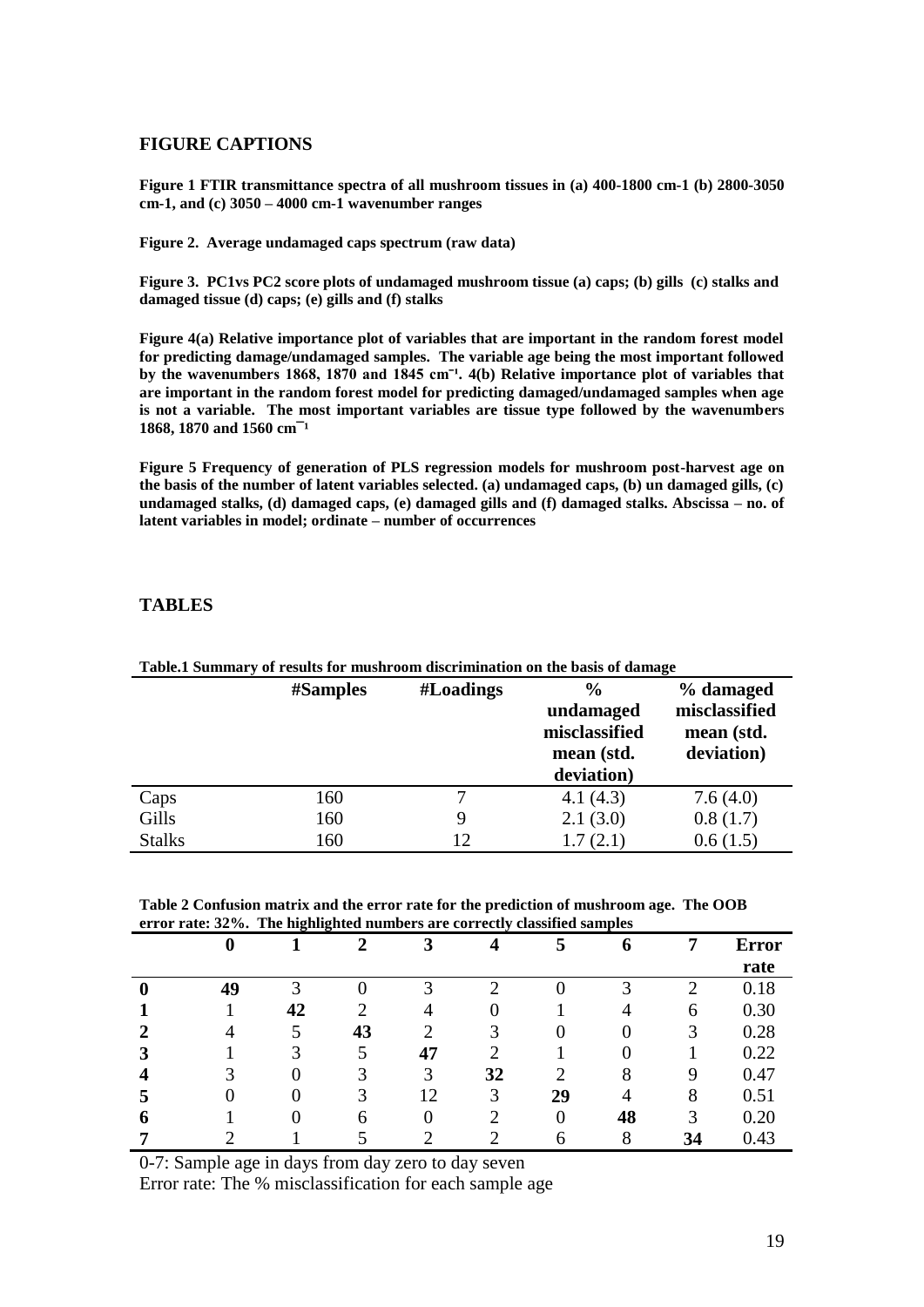## FIGURE CAPTIONS

**Figure 1 FTIR transmittance spectra of all mushroom tissues in (a) 400-1800 cm-1 (b) 2800-3050 cm-1, and (c) 3050 – 4000 cm-1 wavenumber ranges**

**Figure 2. Average undamaged caps spectrum (raw data)**

**Figure 3. PC1vs PC2 score plots of undamaged mushroom tissue (a) caps; (b) gills (c) stalks and damaged tissue (d) caps; (e) gills and (f) stalks**

**Figure 4(a) Relative importance plot of variables that are important in the random forest model for predicting damage/undamaged samples. The variable age being the most important followed by the wavenumbers 1868, 1870 and 1845 cm⁻¹. 4(b) Relative importance plot of variables that are important in the random forest model for predicting damaged/undamaged samples when age is not a variable. The most important variables are tissue type followed by the wavenumbers 1868, 1870 and 1560 cm⁻¹**

**Figure 5 Frequency of generation of PLS regression models for mushroom post-harvest age on the basis of the number of latent variables selected. (a) undamaged caps, (b) un damaged gills, (c) undamaged stalks, (d) damaged caps, (e) damaged gills and (f) damaged stalks. Abscissa – no. of latent variables in model; ordinate – number of occurrences**

## TABLES

**Table.1 Summary of results for mushroom discrimination on the basis of damage**

| | #Samples | #Loadings | % undamaged misclassified mean (std. deviation) | % damaged misclassified mean (std. deviation) |
|---|---|---|---|---|
| Caps | 160 | 7 | 4.1 (4.3) | 7.6 (4.0) |
| Gills | 160 | 9 | 2.1 (3.0) | 0.8 (1.7) |
| Stalks | 160 | 12 | 1.7 (2.1) | 0.6 (1.5) |

**Table 2 Confusion matrix and the error rate for the prediction of mushroom age. The OOB error rate: 32%. The highlighted numbers are correctly classified samples**

| | 0 | 1 | 2 | 3 | 4 | 5 | 6 | 7 | Error rate |
|---|---|---|---|---|---|---|---|---|---|
| **0** | **49** | 3 | 0 | 3 | 2 | 0 | 3 | 2 | 0.18 |
| **1** | 1 | **42** | 2 | 4 | 0 | 1 | 4 | 6 | 0.30 |
| **2** | 4 | 5 | **43** | 2 | 3 | 0 | 0 | 3 | 0.28 |
| **3** | 1 | 3 | 5 | **47** | 2 | 1 | 0 | 1 | 0.22 |
| **4** | 3 | 0 | 3 | 3 | **32** | 2 | 8 | 9 | 0.47 |
| **5** | 0 | 0 | 3 | 12 | 3 | **29** | 4 | 8 | 0.51 |
| **6** | 1 | 0 | 6 | 0 | 2 | 0 | **48** | 3 | 0.20 |
| **7** | 2 | 1 | 5 | 2 | 2 | 6 | 8 | **34** | 0.43 |

0-7: Sample age in days from day zero to day seven

Error rate: The % misclassification for each sample age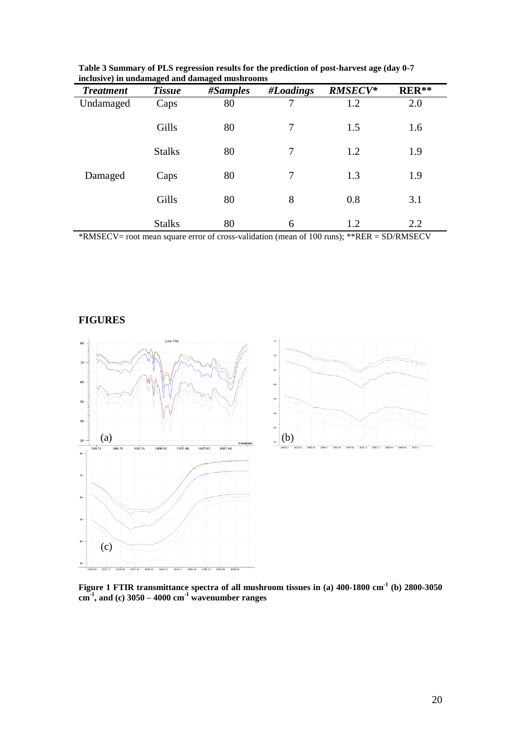**Table 3 Summary of PLS regression results for the prediction of post-harvest age (day 0-7 inclusive) in undamaged and damaged mushrooms**

| *Treatment* | *Tissue* | *#Samples* | *#Loadings* | *RMSECV** | **RER**** |
|---|---|---|---|---|---|
| Undamaged | Caps | 80 | 7 | 1.2 | 2.0 |
| | Gills | 80 | 7 | 1.5 | 1.6 |
| | Stalks | 80 | 7 | 1.2 | 1.9 |
| Damaged | Caps | 80 | 7 | 1.3 | 1.9 |
| | Gills | 80 | 8 | 0.8 | 3.1 |
| | Stalks | 80 | 6 | 1.2 | 2.2 |

*RMSECV= root mean square error of cross-validation (mean of 100 runs); **RER = SD/RMSECV

## FIGURES

**Figure 1 FTIR transmittance spectra of all mushroom tissues in (a) 400-1800 cm$^{-1}$ (b) 2800-3050 cm$^{-1}$, and (c) 3050 – 4000 cm$^{-1}$ wavenumber ranges**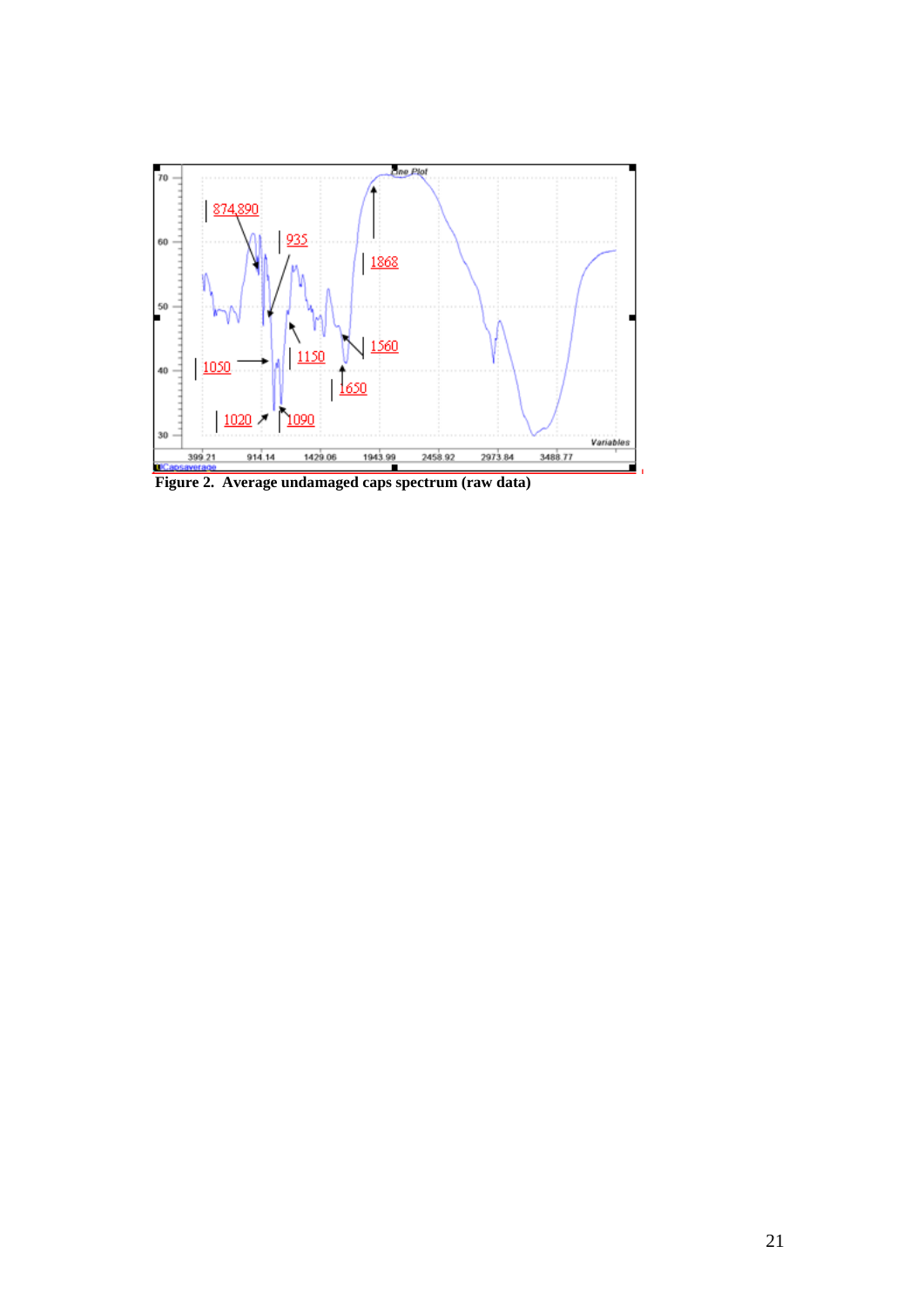**Figure 2. Average undamaged caps spectrum (raw data)**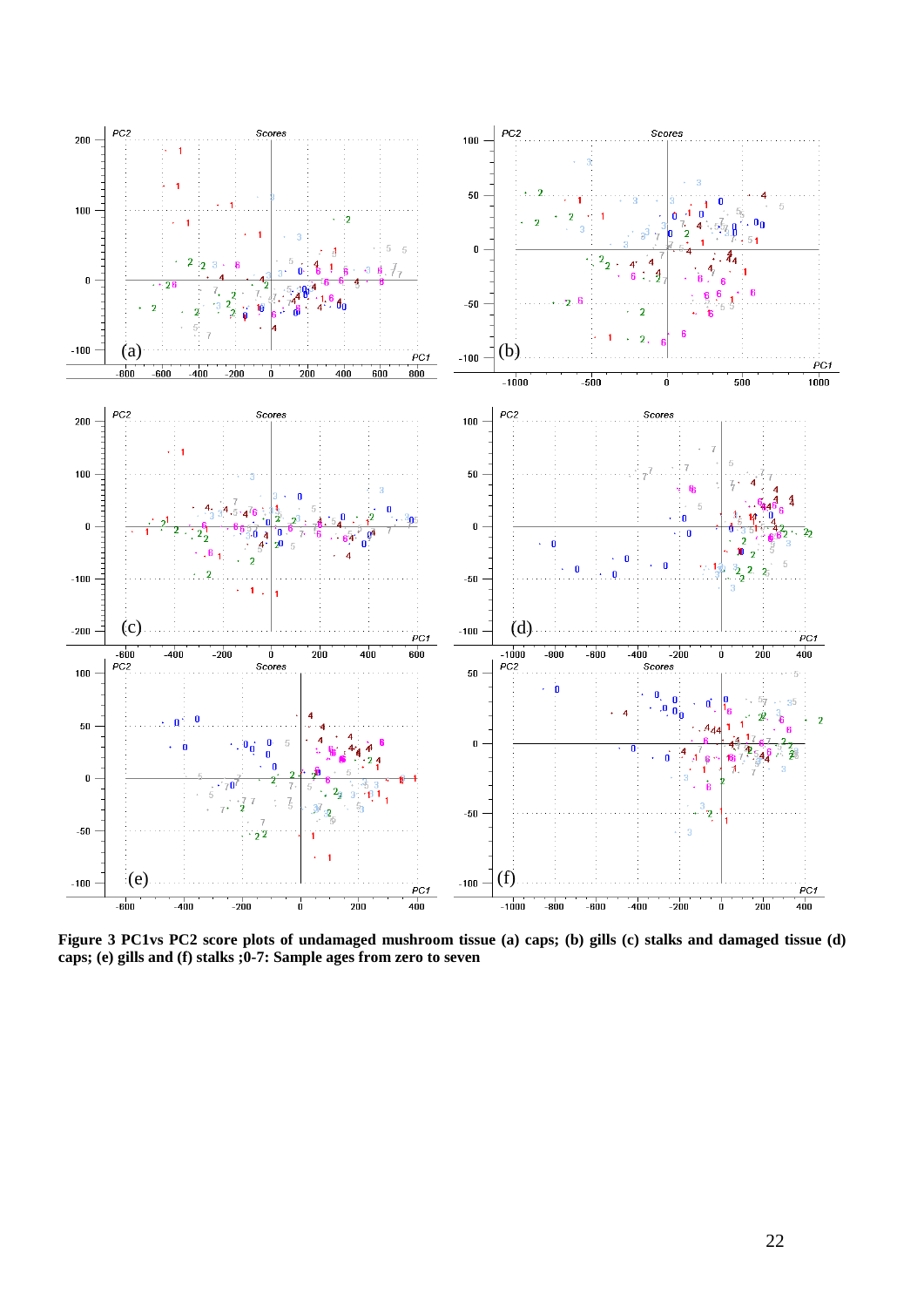**Figure 3 PC1vs PC2 score plots of undamaged mushroom tissue (a) caps; (b) gills (c) stalks and damaged tissue (d) caps; (e) gills and (f) stalks ;0-7: Sample ages from zero to seven**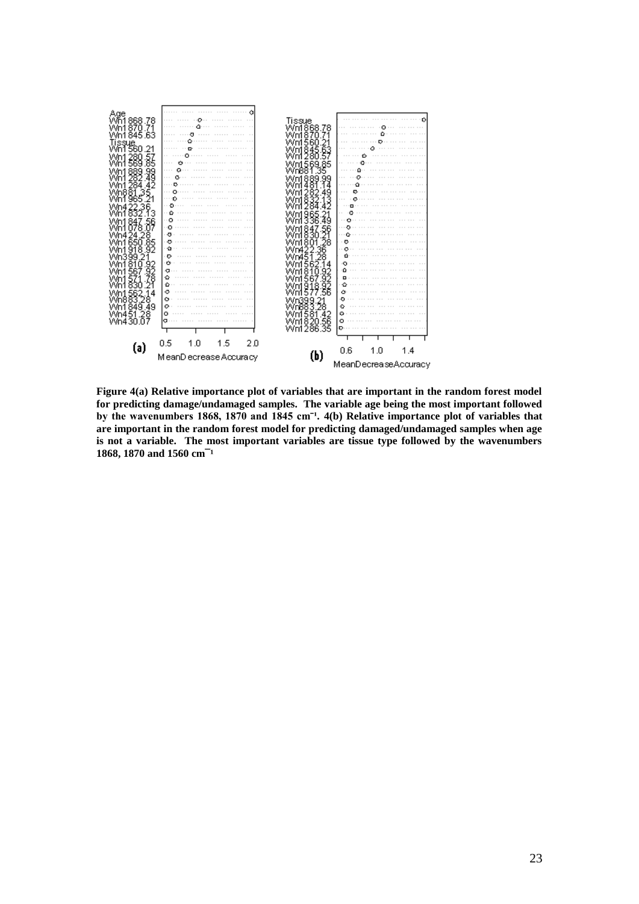**Figure 4(a) Relative importance plot of variables that are important in the random forest model for predicting damage/undamaged samples. The variable age being the most important followed by the wavenumbers 1868, 1870 and 1845 cm$^{-1}$. 4(b) Relative importance plot of variables that are important in the random forest model for predicting damaged/undamaged samples when age is not a variable. The most important variables are tissue type followed by the wavenumbers 1868, 1870 and 1560 cm$^{-1}$**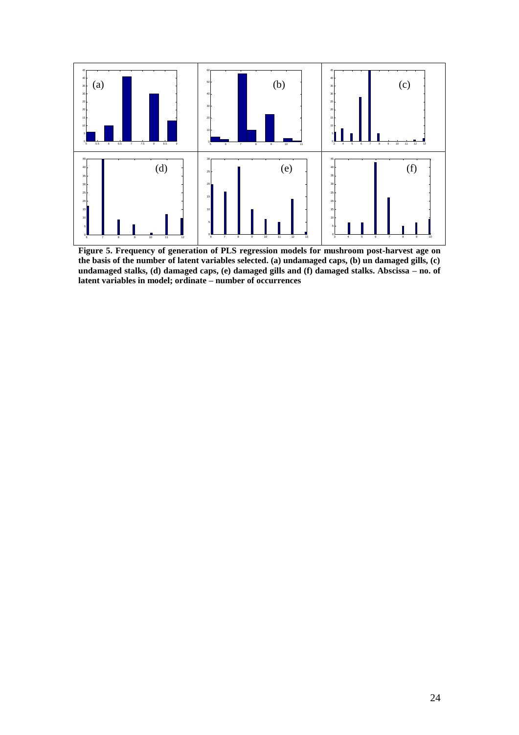(a)

45
40
35
30
25
20
15
10
5
0

5 5.5 6 6.5 7 7.5 8 8.5 9

(b)

60
50
40
30
20
10
0

5 6 7 8 9 10 11

(c)

45
40
35
30
25
20
15
10
5
0

3 4 5 6 7 8 9 10 11 12 13

(d)

45
40
35
30
25
20
15
10
5
0

6 7 8 9 10 11 12

(e)

30
25
20
15
10
5
0

6 7 8 9 10 11 12 13

(f)

45
40
35
30
25
20
15
10
5
0

2 4 5 6 7 8 9 10

**Figure 5. Frequency of generation of PLS regression models for mushroom post-harvest age on the basis of the number of latent variables selected. (a) undamaged caps, (b) un damaged gills, (c) undamaged stalks, (d) damaged caps, (e) damaged gills and (f) damaged stalks. Abscissa – no. of latent variables in model; ordinate – number of occurrences**